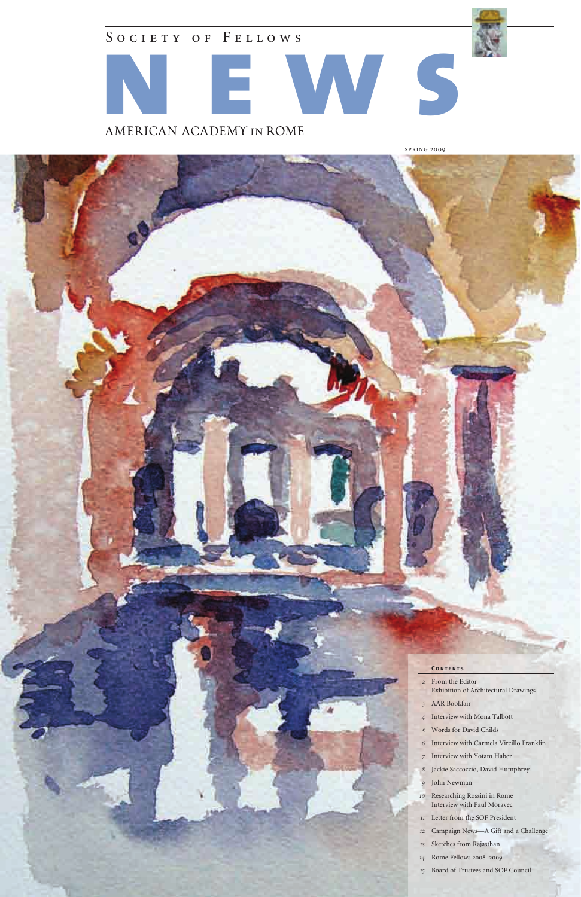# Society of Fellows

# NEWS

## AMERICAN ACADEMY IN ROME

SPRING 2009

**Contents**

- *2* From the Editor
  Exhibition of Architectural Drawings
- *3* AAR Bookfair
- *4* Interview with Mona Talbott
- *5* Words for David Childs
- *6* Interview with Carmela Vircillo Franklin
- *7* Interview with Yotam Haber
- *8* Jackie Saccoccio, David Humphrey
- *9* John Newman
- *10* Researching Rossini in Rome
  Interview with Paul Moravec
- *11* Letter from the SOF President
- *12* Campaign News—A Gift and a Challenge
- *13* Sketches from Rajasthan
- *14* Rome Fellows 2008–2009
- *15* Board of Trustees and SOF Council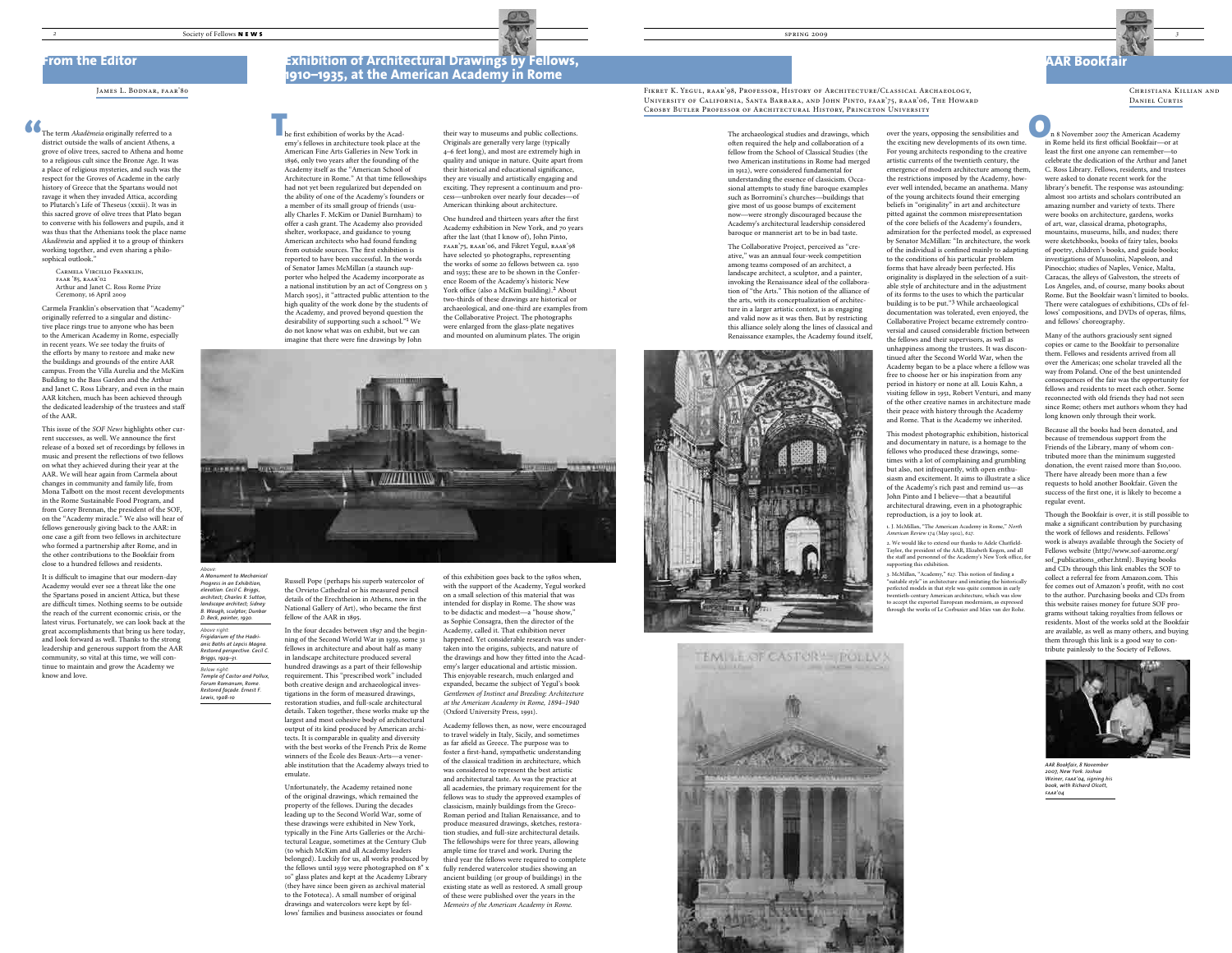## From the Editor

James L. Bodnar, FAAR'80

"The term *Akadēmeia* originally referred to a district outside the walls of ancient Athens, a grove of olive trees, sacred to Athena and home to a religious cult since the Bronze Age. It was a place of religious mysteries, and such was the respect for the Groves of Academe in the early history of Greece that the Spartans would not ravage it when they invaded Attica, according to Plutarch's Life of Theseus (xxxii). It was in this sacred grove of olive trees that Plato began to converse with his followers and pupils, and it was thus that the Athenians took the place name *Akadēmeia* and applied it to a group of thinkers working together, and even sharing a philosophical outlook."

Carmela Vircillo Franklin, FAAR '85, RAAR'02
Arthur and Janet C. Ross Rome Prize Ceremony, 16 April 2009

Carmela Franklin's observation that "Academy" originally referred to a singular and distinctive place rings true to anyone who has been to the American Academy in Rome, especially in recent years. We see today the fruits of the efforts by many to restore and make new the buildings and grounds of the entire AAR campus. From the Villa Aurelia and the McKim Building to the Bass Garden and the Arthur and Janet C. Ross Library, and even in the main AAR kitchen, much has been achieved through the dedicated leadership of the trustees and staff of the AAR.

This issue of the *SOF News* highlights other current successes, as well. We announce the first release of a boxed set of recordings by fellows in music and present the reflections of two fellows on what they achieved during their year at the AAR. We will hear again from Carmela about changes in community and family life, from Mona Talbott on the most recent developments in the Rome Sustainable Food Program, and from Corey Brennan, the president of the SOF, on the "Academy miracle." We also will hear of fellows generously giving back to the AAR: in one case a gift from two fellows in architecture who formed a partnership after Rome, and in the other contributions to the Bookfair from close to a hundred fellows and residents.

It is difficult to imagine that our modern-day Academy would ever see a threat like the one the Spartans posed in ancient Attica, but these are difficult times. Nothing seems to be outside the reach of the current economic crisis, or the latest virus. Fortunately, we can look back at the great accomplishments that bring us here today, and look forward as well. Thanks to the strong leadership and generous support from the AAR community, so vital at this time, we will continue to maintain and grow the Academy we know and love.

## Exhibition of Architectural Drawings by Fellows, 1910–1935, at the American Academy in Rome

Fikret K. Yegul, RAAR'98, Professor, History of Architecture/Classical Archaeology, University of California, Santa Barbara, and John Pinto, FAAR'75, RAAR'06, The Howard Crosby Butler Professor of Architectural History, Princeton University

The first exhibition of works by the Academy's fellows in architecture took place at the American Fine Arts Galleries in New York in 1896, only two years after the founding of the Academy itself as the "American School of Architecture in Rome." At that time fellowships had not yet been regularized but depended on the ability of one of the Academy's founders or a member of its small group of friends (usually Charles F. McKim or Daniel Burnham) to offer a cash grant. The Academy also provided shelter, workspace, and guidance to young American architects who had found funding from outside sources. The first exhibition is reported to have been successful. In the words of Senator James McMillan (a staunch supporter who helped the Academy incorporate as a national institution by an act of Congress on 3 March 1905), it "attracted public attention to the high quality of the work done by the students of the Academy, and proved beyond question the desirability of supporting such a school."[1] We do not know what was on exhibit, but we can imagine that there were fine drawings by John Russell Pope (perhaps his superb watercolor of the Orvieto Cathedral or his measured pencil details of the Erechtheion in Athens, now in the National Gallery of Art), who became the first fellow of the AAR in 1895.

In the four decades between 1897 and the beginning of the Second World War in 1939, some 31 fellows in architecture and about half as many in landscape architecture produced several hundred drawings as a part of their fellowship requirement. This "prescribed work" included both creative design and archaeological investigations in the form of measured drawings, restoration studies, and full-scale architectural details. Taken together, these works make up the largest and most cohesive body of architectural output of its kind produced by American architects. It is comparable in quality and diversity with the best works of the French Prix de Rome winners of the École des Beaux-Arts—a venerable institution that the Academy always tried to emulate.

Unfortunately, the Academy retained none of the original drawings, which remained the property of the fellows. During the decades leading up to the Second World War, some of these drawings were exhibited in New York, typically in the Fine Arts Galleries or the Architectural League, sometimes at the Century Club (to which McKim and all Academy leaders belonged). Luckily for us, all works produced by the fellows until 1939 were photographed on 8" x 10" glass plates and kept at the Academy Library (they have since been given as archival material to the Fototeca). A small number of original drawings and watercolors were kept by fellows' families and business associates or found their way to museums and public collections. Originals are generally very large (typically 4–6 feet long), and most are extremely high in quality and unique in nature. Quite apart from their historical and educational significance, they are visually and artistically engaging and exciting. They represent a continuum and process—unbroken over nearly four decades—of American thinking about architecture.

One hundred and thirteen years after the first Academy exhibition in New York, and 70 years after the last (that I know of), John Pinto, FAAR'75, RAAR'06, and Fikret Yegul, RAAR'98 have selected 50 photographs, representing the works of some 20 fellows between ca. 1910 and 1935; these are to be shown in the Conference Room of the Academy's historic New York office (also a McKim building).[2] About two-thirds of these drawings are historical or archaeological, and one-third are examples from the Collaborative Project. The photographs were enlarged from the glass-plate negatives and mounted on aluminum plates. The origin of this exhibition goes back to the 1980s when, with the support of the Academy, Yegul worked on a small selection of this material that was intended for display in Rome. The show was to be didactic and modest—a "house show," as Sophie Consagra, then the director of the Academy, called it. That exhibition never happened. Yet considerable research was undertaken into the origins, subjects, and nature of the drawings and how they fitted into the Academy's larger educational and artistic mission. This enjoyable research, much enlarged and expanded, became the subject of Yegul's book *Gentlemen of Instinct and Breeding: Architecture at the American Academy in Rome, 1894–1940* (Oxford University Press, 1991).

Academy fellows then, as now, were encouraged to travel widely in Italy, Sicily, and sometimes as far afield as Greece. The purpose was to foster a first-hand, sympathetic understanding of the classical tradition in architecture, which was considered to represent the best artistic and architectural taste. As was the practice at all academies, the primary requirement for the fellows was to study the approved examples of classicism, mainly buildings from the Greco-Roman period and Italian Renaissance, and to produce measured drawings, sketches, restoration studies, and full-size architectural details. The fellowships were for three years, allowing ample time for travel and work. During the third year the fellows were required to complete fully rendered watercolor studies showing an ancient building (or group of buildings) in the existing state as well as restored. A small group of these were published over the years in the *Memoirs of the American Academy in Rome.*

The archaeological studies and drawings, which often required the help and collaboration of a fellow from the School of Classical Studies (the two American institutions in Rome had merged in 1912), were considered fundamental for understanding the essence of classicism. Occasional attempts to study fine baroque examples such as Borromini's churches—buildings that give most of us goose bumps of excitement now—were strongly discouraged because the Academy's architectural leadership considered baroque or mannerist art to be in bad taste.

The Collaborative Project, perceived as "creative," was an annual four-week competition among teams composed of an architect, a landscape architect, a sculptor, and a painter, invoking the Renaissance ideal of the collaboration of "the Arts." This notion of the alliance of the arts, with its conceptualization of architecture in a larger artistic context, is as engaging and valid now as it was then. But by restricting this alliance solely along the lines of classical and Renaissance examples, the Academy found itself, over the years, opposing the sensibilities and the exciting new developments of its own time. For young architects responding to the creative artistic currents of the twentieth century, the emergence of modern architecture among them, the restrictions imposed by the Academy, however well intended, became an anathema. Many of the young architects found their emerging beliefs in "originality" in art and architecture pitted against the common misrepresentation of the core beliefs of the Academy's founders, admiration for the perfected model, as expressed by Senator McMillan: "In architecture, the work of the individual is confined mainly to adapting to the conditions of his particular problem forms that have already been perfected. His originality is displayed in the selection of a suitable style of architecture and in the adjustment of its forms to the uses to which the particular building is to be put."[3] While archaeological documentation was tolerated, even enjoyed, the Collaborative Project became extremely controversial and caused considerable friction between the fellows and their supervisors, as well as unhappiness among the trustees. It was discontinued after the Second World War, when the Academy began to be a place where a fellow was free to choose her or his inspiration from any period in history or none at all. Louis Kahn, a visiting fellow in 1951, Robert Venturi, and many of the other creative names in architecture made their peace with history through the Academy and Rome. That is the Academy we inherited.

This modest photographic exhibition, historical and documentary in nature, is a homage to the fellows who produced these drawings, sometimes with a lot of complaining and grumbling but also, not infrequently, with open enthusiasm and excitement. It aims to illustrate a slice of the Academy's rich past and remind us—as John Pinto and I believe—that a beautiful architectural drawing, even in a photographic reproduction, is a joy to look at.

1. J. McMillan, "The American Academy in Rome," *North American Review* 174 (May 1902), 627.

2. We would like to extend our thanks to Adele Chatfield-Taylor, the president of the AAR, Elizabeth Kogen, and all the staff and personnel of the Academy's New York office, for supporting this exhibition.

3. McMillan, "Academy," 627. This notion of finding a "suitable style" in architecture and imitating the historically perfected models in that style was quite common in early twentieth-century American architecture, which was slow to accept the exported European modernism, as expressed through the works of Le Corbusier and Mies van der Rohe.

*Above: A Monument to Mechanical Progress in an Exhibition, elevation: Cecil C. Briggs, architect; Charles R. Sutton, landscape architect; Sidney B. Waugh, sculptor; Dunbar D. Beck, painter, 1930.*

*Above right: Frigidarium of the Hadrianic Baths at Lepcis Magna. Restored perspective. Cecil C. Briggs, 1929–31.*

*Below right: Temple of Castor and Pollux, Forum Romanum, Rome. Restored façade. Ernest F. Lewis, 1908–10*

## AAR Bookfair

Christiana Killian and Daniel Curtis

On 8 November 2007 the American Academy in Rome held its first official Bookfair—or at least the first one anyone can remember—to celebrate the dedication of the Arthur and Janet C. Ross Library. Fellows, residents, and trustees were asked to donate recent work for the library's benefit. The response was astounding: almost 100 artists and scholars contributed an amazing number and variety of texts. There were books on architecture, gardens, works of art, war, classical drama, photographs, mountains, museums, hills, and nudes; there were sketchbooks, books of fairy tales, books of poetry, children's books, and guide books; investigations of Mussolini, Napoleon, and Pinocchio; studies of Naples, Venice, Malta, Caracas, the alleys of Galveston, the streets of Los Angeles, and, of course, many books about Rome. But the Bookfair wasn't limited to books. There were catalogues of exhibitions, CDs of fellows' compositions, and DVDs of operas, films, and fellows' choreography.

Many of the authors graciously sent signed copies or came to the Bookfair to personalize them. Fellows and residents arrived from all over the Americas; one scholar traveled all the way from Poland. One of the best unintended consequences of the fair was the opportunity for fellows and residents to meet each other. Some reconnected with old friends they had not seen since Rome; others met authors whom they had long known only through their work.

Because all the books had been donated, and because of tremendous support from the Friends of the Library, many of whom contributed more than the minimum suggested donation, the event raised more than $10,000. There have already been more than a few requests to hold another Bookfair. Given the success of the first one, it is likely to become a regular event.

Though the Bookfair is over, it is still possible to make a significant contribution by purchasing the work of fellows and residents. Fellows' work is always available through the Society of Fellows website (http://www.sof-aarome.org/sof_publications_other.html). Buying books and CDs through this link enables the SOF to collect a referral fee from Amazon.com. This fee comes out of Amazon's profit, with no cost to the author. Purchasing books and CDs from this website raises money for future SOF programs without taking royalties from fellows or residents. Most of the works sold at the Bookfair are available, as well as many others, and buying them through this link is a good way to contribute painlessly to the Society of Fellows.

*AAR Bookfair, 8 November 2007, New York. Joshua Weiner, FAAR'04, signing his book, with Richard Olcott, FAAR'04*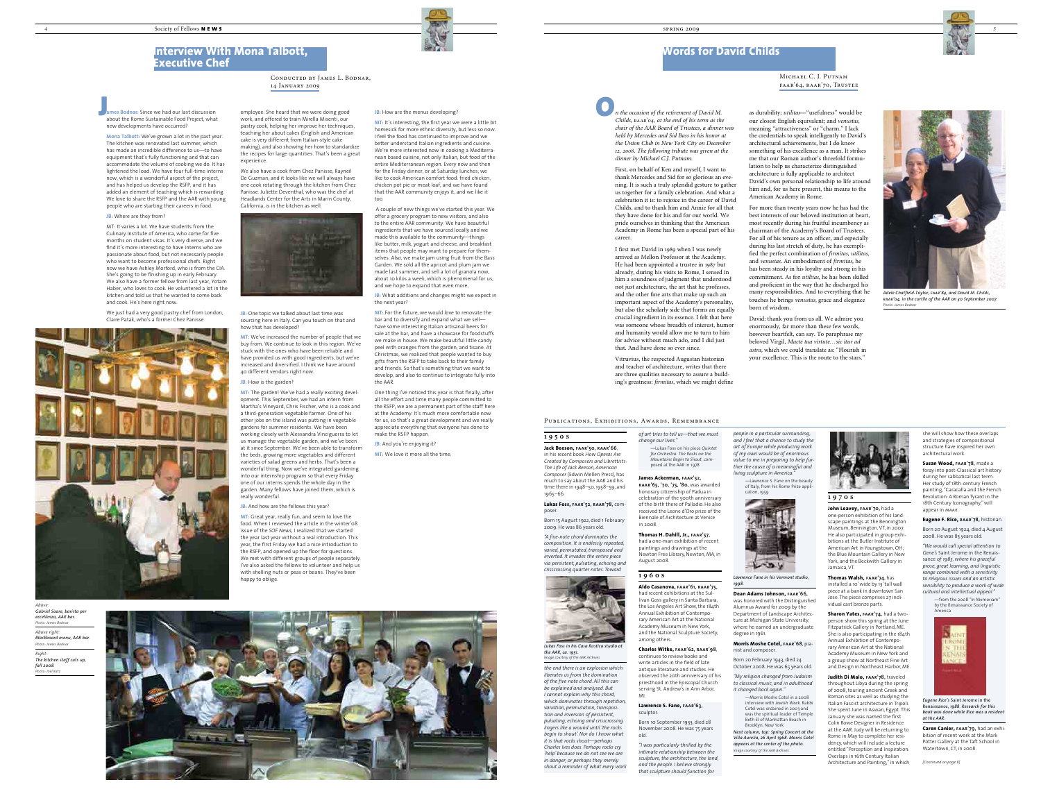## Interview With Mona Talbott, Executive Chef

Conducted by James L. Bodnar, 14 January 2009

**James Bodnar:** Since we had our last discussion about the Rome Sustainable Food Project, what new developments have occurred?

**Mona Talbott:** We've grown a lot in the past year. The kitchen was renovated last summer, which has made an incredible difference to us—to have equipment that's fully functioning and that can accommodate the volume of cooking we do. It has lightened the load. We have four full-time interns now, which is a wonderful aspect of the project, and has helped us develop the RSFP, and it has added an element of teaching which is rewarding. We love to share the RSFP and the AAR with young people who are starting their careers in food.

**JB:** Where are they from?

MT: It varies a lot. We have students from the Culinary Institute of America, who come for five months on student visas. It's very diverse, and we find it's more interesting to have interns who are passionate about food, but not necessarily people who want to become professional chefs. Right now we have Ashley Morford, who is from the CIA. She's going to be finishing up in early February. We also have a former fellow from last year, Yotam Haber, who loves to cook. He volunteered a lot in the kitchen and told us that he wanted to come back and cook. He's here right now.

We just had a very good pastry chef from London, Claire Patak, who's a former Chez Panisse employee. She heard that we were doing good work, and offered to train Mirella Misenti, our pastry cook, helping her improve her techniques, teaching her about cakes (English and American cake is very different from Italian-style cake making), and also showing her how to standardize the recipes for large quantities. That's been a great experience.

We also have a cook from Chez Panisse, Raynel De Guzman, and it looks like we will always have one cook rotating through the kitchen from Chez Panisse. Juliette Deventhal, who was the chef at Headlands Center for the Arts in Marin County, California, is in the kitchen as well.

**JB:** One topic we talked about last time was sourcing here in Italy. Can you touch on that and how that has developed?

**MT:** We've increased the number of people that we buy from. We continue to look in this region. We've stuck with the ones who have been reliable and have provided us with good ingredients, but we've increased and diversified. I think we have around 40 different vendors right now.

**JB:** How is the garden?

**MT:** The garden! We've had a really exciting development. This September, we had an intern from Martha's Vineyard, Chris Fischer, who is a cook and a third-generation vegetable farmer. One of his other jobs on the island was putting in vegetable gardens for summer residents. We have been working closely with Alessandra Vinciguerra to let us manage the vegetable garden, and we've been at it since September. We've been able to transform the beds, growing more vegetables and different varieties of salad greens and herbs. That's been a wonderful thing. Now we've integrated gardening into our internship program so that every Friday one of our interns spends the whole day in the garden. Many fellows have joined them, which is really wonderful.

**JB:** And how are the fellows this year?

**MT:** Great year, really fun, and seem to love the food. When I reviewed the article in the winter'08 issue of the *SOF News*, I realized that we started the year last year without a real introduction. This year, the first Friday we had a nice introduction to the RSFP, and opened up the floor for questions. We met with different groups of people separately. I've also asked the fellows to volunteer and help us with shelling nuts or peas or beans. They've been happy to oblige.

**JB:** How are the menus developing?

**MT:** It's interesting, the first year we were a little bit homesick for more ethnic diversity, but less so now. I feel the food has continued to improve and we better understand Italian ingredients and cuisine. We're more interested now in cooking a Mediterranean based cuisine, not only Italian, but food of the entire Mediterranean region. Every now and then for the Friday dinner, or at Saturday lunches, we like to cook American comfort food: fried chicken, chicken pot pie or meat loaf, and we have found that the AAR community enjoys it, and we like it too.

A couple of new things we've started this year. We offer a grocery program to new visitors, and also to the entire AAR community. We have beautiful ingredients that we have sourced locally and we made this available to the community—things like butter, milk, yogurt and cheese, and breakfast items that people may want to prepare for themselves. Also, we make jam using fruit from the Bass Garden. We sold all the apricot and plum jam we made last summer, and sell a lot of granola now, about 10 kilos a week, which is phenomenal for us, and we hope to expand that even more.

**JB:** What additions and changes might we expect in the next year?

**MT:** For the future, we would love to renovate the bar and to diversify and expand what we sell—have some interesting Italian artisanal beers for sale at the bar, and have a showcase for foodstuffs we make in house. We make beautiful little candy peel with oranges from the garden, and tisane. At Christmas, we realized that people wanted to buy gifts from the RSFP to take back to their family and friends. So that's something that we want to develop, and also to continue to integrate fully into the AAR.

One thing I've noticed this year is that finally, after all the effort and time many people committed to the RSFP, we are a permanent part of the staff here at the Academy. It's much more comfortable now for us, so that's a great development and we really appreciate everything that everyone has done to make the RSFP happen.

**JB:** And you're enjoying it?

**MT:** We love it more all the time.

*Above:* *Gabriel Soare, barista per eccellenza, AAR bar.* Photo: James Bodnar

*Above right:* *Blackboard menu, AAR bar.* Photo: James Bodnar

*Right:* *The kitchen staff cuts up, fall 2008.* Photo: Joel Katz

## Words for David Childs

Michael C. J. Putnam, FAAR'64, RAAR'70, Trustee

*On the occasion of the retirement of David M. Childs, RAAR'04, at the end of his term as the chair of the AAR Board of Trustees, a dinner was held by Mercedes and Sid Bass in his honor at the Union Club in New York City on December 12, 2008. The following tribute was given at the dinner by Michael C.J. Putnam.*

First, on behalf of Ken and myself, I want to thank Mercedes and Sid for so glorious an evening. It is such a truly splendid gesture to gather us together for a family celebration. And what a celebration it is: to rejoice in the career of David Childs, and to thank him and Annie for all that they have done for his and for our world. We pride ourselves in thinking that the American Academy in Rome has been a special part of his career.

I first met David in 1989 when I was newly arrived as Mellon Professor at the Academy. He had been appointed a trustee in 1987 but already, during his visits to Rome, I sensed in him a soundness of judgment that understood not just architecture, the art that he professes, and the other fine arts that make up such an important aspect of the Academy's personality, but also the scholarly side that forms an equally crucial ingredient in its essence. I felt that here was someone whose breadth of interest, humor and humanity would allow me to turn to him for advice without much ado, and I did just that. And have done so ever since.

Vitruvius, the respected Augustan historian and teacher of architecture, writes that there are three qualities necessary to assure a building's greatness: *firmitas*, which we might define as durability; *utilitas*—"usefulness" would be our closest English equivalent; and *venustas*, meaning "attractiveness" or "charm." I lack the credentials to speak intelligently to David's architectural achievements, but I do know something of his excellence as a man. It strikes me that our Roman author's threefold formulation to help us characterize distinguished architecture is fully applicable to architect David's own personal relationship to life around him and, for us here present, this means to the American Academy in Rome.

For more than twenty years now he has had the best interests of our beloved institution at heart, most recently during his fruitful incumbency as chairman of the Academy's Board of Trustees. For all of his tenure as an officer, and especially during his last stretch of duty, he has exemplified the perfect combination of *firmitas, utilitas,* and *venustas*. An embodiment of *firmitas*, he has been steady in his loyalty and strong in his commitment. As for *utilitas*, he has been skilled and proficient in the way that he discharged his many responsibilities. And to everything that he touches he brings *venustas*, grace and elegance born of wisdom.

David: thank you from us all. We admire you enormously, far more than these few words, however heartfelt, can say. To paraphrase my beloved Virgil, *Macte tua virtute…sic itur ad astra*, which we could translate as: "Flourish in your excellence. This is the route to the stars."

*Adele Chatfield-Taylor, FAAR'84, and David M. Childs, RAAR'04, in the cortile of the AAR on 30 September 2007.* Photo: James Bodnar

### Publications, Exhibitions, Awards, Remembrance

#### 1950s

**Jack Beeson, FAAR'50, RAAR'66**, in his recent book *How Operas Are Created by Composers and Librettists: The Life of Jack Beeson, American Composer* (Edwin Mellen Press), has much to say about the AAR and his time there in 1948–50, 1958–59, and 1965–66.

**Lukas Foss, FAAR'52, RAAR'78**, composer.

Born 15 August 1922, died 1 February 2009. He was 86 years old.

*"A five-note chord dominates the composition. It is endlessly repeated, varied, permutated, transposed and inverted. It invades the entire piece via persistent, pulsating, echoing and crisscrossing quarter notes. Toward the end there is an explosion which liberates us from the domination of the five note chord. All this can be explained and analysed. But I cannot explain why this chord, which dominates through repetition, variation, permutation, transposition and inversion of persistent, pulsating, echoing and crisscrossing lingers like a wound until 'the rocks begin to shout.' Nor do I know what it is that rocks shout—perhaps Charles Ives does. Perhaps rocks cry 'help' because we do not see we are in danger; or perhaps they merely shout a reminder of what every work of art tries to tell us—that we must change our lives."*

—Lukas Foss on his piece *Quintet for Orchestra: The Rocks on the Mountains Begin to Shout*, composed at the AAR in 1978

*Lukas Foss in his Casa Rustica studio at the AAR, ca. 1951.* Image courtesy of the AAR Archives

**James Ackerman, FAAR'52, RAAR'65, '70, '75, '80,** was awarded honorary citizenship of Padua in celebration of the 500th anniversary of the birth there of Palladio. He also received the Leone d'Oro prize of the Biennale of Architecture at Venice in 2008.

**Thomas H. Dahill, Jr., FAAR'57**, had a one-man exhibition of recent paintings and drawings at the Newton Free Library, Newton, MA, in August 2008.

#### 1960s

**Aldo Casanova, FAAR'61, RAAR'75**, had recent exhibitions at the Sullivan Goss gallery in Santa Barbara, the Los Angeles Art Show, the 184th Annual Exhibition of Contemporary American Art at the National Academy Museum in New York, and the National Sculpture Society, among others.

**Charles Witke, FAAR'62, RAAR'98**, continues to review books and write articles in the field of late antique literature and studies. He observed the 20th anniversary of his priesthood in the Episcopal Church serving St. Andrew's in Ann Arbor, MI.

**Lawrence S. Fane, FAAR'63**, sculptor.

Born 10 September 1933, died 28 November 2008. He was 75 years old.

*"I was particularly thrilled by the intimate relationship between the sculpture, the architecture, the land, and the people. I believe strongly that sculpture should function for people in a particular surrounding, and I feel that a chance to study the art of Europe while producing work of my own would be of enormous value to me in preparing to help further the cause of a meaningful and living sculpture in America."*

—Lawrence S. Fane on the beauty of Italy, from his Rome Prize application, 1959

*Lawrence Fane in his Vermont studio, 1998.*

**Dean Adams Johnson, FAAR'66**, was honored with the Distinguished Alumnus Award for 2009 by the Department of Landscape Architecture at Michigan State University, where he earned an undergraduate degree in 1961.

**Morris Moshe Cotel, FAAR'68**, pianist and composer.

Born 20 February 1943, died 24 October 2008. He was 65 years old.

*"My religion changed from Judaism to classical music, and in adulthood it changed back again."*

—Morris Moshe Cotel in a 2008 interview with *Jewish Week*. Rabbi Cotel was ordained in 2003 and was the spiritual leader of Temple Beth El of Manhattan Beach in Brooklyn, New York

*Next column, top: Spring Concert at the Villa Aurelia, 26 April 1968. Morris Cotel appears at the center of the photo.* Image courtesy of the AAR Archives

#### 1970s

**John Leavey, FAAR'70**, had a one-person exhibition of his landscape paintings at the Bennington Museum, Bennington, VT, in 2007. He also participated in group exhibitions at the Butler Institute of American Art in Youngstown, OH, the Blue Mountain Gallery in New York, and the Beckwith Gallery in Jamaica, VT.

**Thomas Walsh, FAAR'74**, has installed a 10' wide by 13' tall wall piece at a bank in downtown San Jose. The piece comprises 27 individual cast bronze parts.

**Sharon Yates, FAAR'74**, had a two-person show this spring at the June Fitzpatrick Gallery in Portland, ME. She is also participating in the 184th Annual Exhibition of Contemporary American Art at the National Academy Museum in New York and a group show at Northeast Fine Art and Design in Northeast Harbor, ME.

**Judith Di Maio, FAAR'78**, traveled throughout Libya during the spring of 2008, touring ancient Greek and Roman sites as well as studying the Italian Fascist architecture in Tripoli. She spent June in Aswan, Egypt. This January she was named the first Colin Rowe Designer in Residence at the AAR. Judy will be returning to Rome in May to complete her residency, which will include a lecture entitled "Perception and Inspiration: Overlaps in 16th Century Italian Architecture and Painting," in which she will show how these overlaps and strategies of compositional structure have inspired her own architectural work.

**Susan Wood, FAAR'78**, made a foray into post-Classical art history during her sabbatical last term. Her study of 18th-century French painting, "Caracalla and the French Revolution: A Roman Tyrant in the 18th Century Iconography," will appear in MAAR.

**Eugene F. Rice, FAAR'78**, historian.

Born 20 August 1924, died 4 August 2008. He was 83 years old.

*"We would call special attention to Gene's* Saint Jerome in the Renaissance *of 1985, where his graceful prose, great learning, and linguistic range combined with a sensitivity to religious issues and an artistic sensibility to produce a work of wide cultural and intellectual appeal."*

—from the 2008 "In Memoriam" by the Renaissance Society of America

*Eugene Rice's* Saint Jerome in the Renaissance, *1988. Research for this book was done while Rice was a resident at the AAR.*

**Caren Canier, FAAR'79**, had an exhibition of recent work at the Mark Potter Gallery at the Taft School in Watertown, CT, in 2008.

*[Continued on page 8]*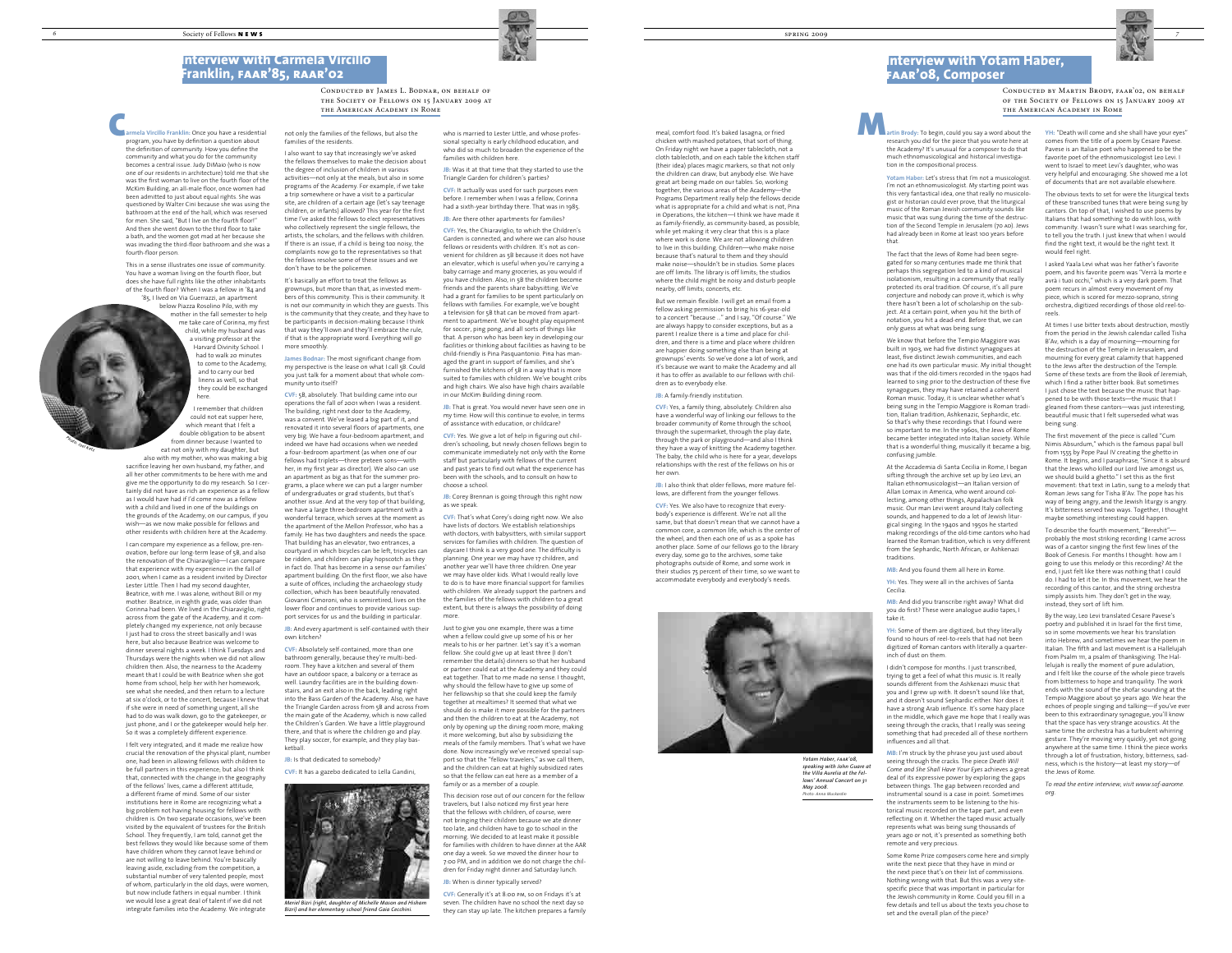# Interview with Carmela Vircillo Franklin, FAAR'85, RAAR'02

Conducted by James L. Bodnar, on behalf of the Society of Fellows on 15 January 2009 at the American Academy in Rome

**Carmela Vircillo Franklin:** Once you have a residential program, you have by definition a question about the definition of community. How you define the community and what you do for the community becomes a central issue. Judy DiMaio (who is now one of our residents in architecture) told me that she was the first woman to live on the fourth floor of the McKim Building, an all-male floor, once women had been admitted to just about equal rights. She was questioned by Walter Cini because she was using the bathroom at the end of the hall, which was reserved for men. She said, "But I live on the fourth floor!" And then she went down to the third floor to take a bath, and the women got mad at her because she was invading the third-floor bathroom and she was a fourth-floor person.

This in a sense illustrates one issue of community. You have a woman living on the fourth floor, but does she have full rights like the other inhabitants of the fourth floor? When I was a fellow in '84 and '85, I lived on Via Guerrazzi, an apartment below Piazza Rosolino Pilo, with my mother in the fall semester to help me take care of Corinna, my first child, while my husband was a visiting professor at the Harvard Divinity School. I had to walk 20 minutes to come to the Academy, and to carry our bed linens as well, so that they could be exchanged here.

I remember that children could not eat supper here, which meant that I felt a double obligation to be absent from dinner because I wanted to eat not only with my daughter, but also with my mother, who was making a big sacrifice leaving her own husband, my father, and all her other commitments to be here with me and give me the opportunity to do my research. So I certainly did not have as rich an experience as a fellow as I would have had if I'd come now as a fellow with a child and lived in one of the buildings on the grounds of the Academy, on our campus, if you wish—as we now make possible for fellows and other residents with children here at the Academy.

I can compare my experience as a fellow, pre-renovation, before our long-term lease of 5B, and also the renovation of the Chiaraviglio—I can compare that experience with my experience in the fall of 2001, when I came as a resident invited by Director Lester Little. Then I had my second daughter, Beatrice, with me. I was alone, without Bill or my mother. Beatrice, in eighth grade, was older than Corinna had been. We lived in the Chiaraviglio, right across from the gate of the Academy, and it completely changed my experience, not only because I just had to cross the street basically and I was here, but also because Beatrice was welcome to dinner several nights a week. I think Tuesdays and Thursdays were the nights when we did not allow children then. Also, the nearness to the Academy meant that I could be with Beatrice when she got home from school, help her with her homework, see what she needed, and then return to a lecture at six o'clock, or to the concert, because I knew that if she were in need of something urgent, all she had to do was walk down, go to the gatekeeper, or just phone, and I or the gatekeeper would help her. So it was a completely different experience.

I felt very integrated, and it made me realize how crucial the renovation of the physical plant, number one, had been in allowing fellows with children to be full partners in this experience, but also I think that, connected with the change in the geography of the fellows' lives, came a different attitude, a different frame of mind. Some of our sister institutions here in Rome are recognizing what a big problem not having housing for fellows with children is. On two separate occasions, we've been visited by the equivalent of trustees for the British School. They frequently, I am told, cannot get the best fellows they would like because some of them have children whom they cannot leave behind or are not willing to leave behind. You're basically leaving aside, excluding from the competition, a substantial number of very talented people, most of whom, particularly in the old days, were women, but now include fathers in equal number. I think we would lose a great deal of talent if we did not integrate families into the Academy. We integrate not only the families of the fellows, but also the families of the residents.

I also want to say that increasingly we've asked the fellows themselves to make the decision about the degree of inclusion of children in various activities—not only at the meals, but also in some programs of the Academy. For example, if we take a trip somewhere or have a visit to a particular site, are children of a certain age (let's say teenage children, or infants) allowed? This year for the first time I've asked the fellows to elect representatives who collectively represent the single fellows, the artists, the scholars, and the fellows with children. If there is an issue, if a child is being too noisy, the complaints now go to the representatives so that the fellows resolve some of these issues and we don't have to be the policemen.

It's basically an effort to treat the fellows as grownups, but more than that, as invested members of this community. This is their community. It is not our community in which they are guests. This is the community that they create, and they have to be participants in decision-making because I think that way they'll own and they'll embrace the rule, if that is the appropriate word. Everything will go more smoothly.

**James Bodnar:** The most significant change from my perspective is the lease on what I call 5B. Could you just talk for a moment about that whole community unto itself?

**CVF:** 5B, absolutely. That building came into our operations the fall of 2001 when I was a resident. The building, right next door to the Academy, was a convent. We've leased a big part of it, and renovated it into several floors of apartments, one very big. We have a four-bedroom apartment, and indeed we have had occasions when we needed a four-bedroom apartment (as when one of our fellows had triplets—three preteen sons—with her, in my first year as director). We also can use an apartment as big as that for the summer programs, a place where we can put a larger number of undergraduates or grad students, but that's another issue. And at the very top of that building, we have a large three-bedroom apartment with a wonderful terrace, which serves at the moment as the apartment of the Mellon Professor, who has a family. He has two daughters and needs the space. That building has an elevator, two entrances, a courtyard in which bicycles can be left, tricycles can be ridden, and children can play hopscotch as they in fact do. That has become in a sense our families' apartment building. On the first floor, we also have a suite of offices, including the archaeology study collection, which has been beautifully renovated. Giovanni Cimoroni, who is semiretired, lives on the lower floor and continues to provide various support services for us and the building in particular.

**JB:** And every apartment is self-contained with their own kitchen?

**CVF:** Absolutely self-contained, more than one bathroom generally, because they're multi-bedroom. They have a kitchen and several of them have an outdoor space, a balcony or a terrace as well. Laundry facilities are in the building downstairs, and an exit also in the back, leading right into the Bass Garden of the Academy. Also, we have the Triangle Garden across from 5B and across from the main gate of the Academy, which is now called the Children's Garden. We have a little playground there, and that is where the children go and play. They play soccer, for example, and they play basketball.

**JB:** Is that dedicated to somebody?

**CVF:** It has a gazebo dedicated to Lella Gandini, who is married to Lester Little, and whose professional specialty is early childhood education, and who did so much to broaden the experience of the families with children here.

*Meriel Bizri (right, daughter of Michelle Mason and Hisham Bizri) and her elementary school friend Gaia Cecchini.*

**JB:** Was it at that time that they started to use the Triangle Garden for children's parties?

**CVF:** It actually was used for such purposes even before. I remember when I was a fellow, Corinna had a sixth-year birthday there. That was in 1985.

**JB:** Are there other apartments for families?

**CVF:** Yes, the Chiaraviglio, to which the Children's Garden is connected, and where we can also house fellows or residents with children. It's not as convenient for children as 5B because it does not have an elevator, which is useful when you're carrying a baby carriage and many groceries, as you would if you have children. Also, in 5B the children become friends and the parents share babysitting. We've had a grant for families to be spent particularly on fellows with families. For example, we've bought a television for 5B that can be moved from apartment to apartment. We've bought play equipment for soccer, ping pong, and all sorts of things like that. A person who has been key in developing our facilities or thinking about facilities as having to be child-friendly is Pina Pasquantonio. Pina has managed the grant in support of families, and she's furnished the kitchens of 5B in a way that is more suited to families with children. We've bought cribs and high chairs. We also have high chairs available in our McKim Building dining room.

**JB:** That is great. You would never have seen one in my time. How will this continue to evolve, in terms of assistance with education, or childcare?

**CVF:** Yes. We give a lot of help in figuring out children's schooling, but newly chosen fellows begin to communicate immediately not only with the Rome staff but particularly with fellows of the current and past years to find out what the experience has been with the schools, and to consult on how to choose a school.

**JB:** Corey Brennan is going through this right now as we speak.

**CVF:** That's what Corey's doing right now. We also have lists of doctors. We establish relationships with doctors, with babysitters, with similar support services for families with children. The question of daycare I think is a very good one. The difficulty is planning. One year we may have 17 children, and another year we'll have three children. One year we may have older kids. What I would really love to do is to have more financial support for families with children. We already support the partners and the families of the fellows with children to a great extent, but there is always the possibility of doing more.

Just to give you one example, there was a time when a fellow could give up some of his or her meals to his or her partner. Let's say it's a woman fellow. She could give up at least three (I don't remember the details) dinners so that her husband or partner could eat at the Academy and they could eat together. That to me made no sense. I thought, why should the fellow have to give up some of her fellowship so that she could keep the family together at mealtimes? It seemed that what we should do is make it more possible for the partners and then the children to eat at the Academy, not only by opening up the dining room more, making it more welcoming, but also by subsidizing the meals of the family members. That's what we have done. Now increasingly we've received special support so that the "fellow travelers," as we call them, and the children can eat at highly subsidized rates so that the fellow can eat here as a member of a family or as a member of a couple.

This decision rose out of our concern for the fellow travelers, but I also noticed my first year here that the fellows with children, of course, were not bringing their children because we ate dinner too late, and children have to go to school in the morning. We decided to at least make it possible for families with children to have dinner at the AAR one day a week. So we moved the dinner hour to 7:00 PM, and in addition we do not charge the children for Friday night dinner and Saturday lunch.

**JB:** When is dinner typically served?

**CVF:** Generally it's at 8:00 PM, so on Fridays it's at seven. The children have no school the next day so they can stay up late. The kitchen prepares a family meal, comfort food. It's baked lasagna, or fried chicken with mashed potatoes, that sort of thing. On Friday night we have a paper tablecloth, not a cloth tablecloth, and on each table the kitchen staff (their idea) places magic markers, so that not only the children can draw, but anybody else. We have great art being made on our tables. So, working together, the various areas of the Academy—the Programs Department really help the fellows decide what is appropriate for a child and what is not, Pina in Operations, the kitchen—I think we have made it as family-friendly, as community-based, as possible, while yet making it very clear that this is a place where work is done. We are not allowing children to live in this building. Children—who make noise because that's natural to them and they should make noise—shouldn't be in studios. Some places are off limits. The library is off limits, the studios where the child might be noisy and disturb people nearby, off limits, concerts, etc.

But we remain flexible. I will get an email from a fellow asking permission to bring his 16-year-old to a concert "because ..." and I say, "Of course." We are always happy to consider exceptions, but as a parent I realize there is a time and place for children, and there is a time and place where children are happier doing something else than being at grownups' events. So we've done a lot of work, and it's because we want to make the Academy and all it has to offer as available to our fellows with children as to everybody else.

**JB:** A family-friendly institution.

**CVF:** Yes, a family thing, absolutely. Children also have a wonderful way of linking our fellows to the broader community of Rome through the school, through the supermarket, through the play date, through the park or playground—and also I think they have a way of knitting the Academy together. The baby, the child who is here for a year, develops relationships with the rest of the fellows on his or her own.

**JB:** I also think that older fellows, more mature fellows, are different from the younger fellows.

**CVF:** Yes. We also have to recognize that everybody's experience is different. We're not all the same, but that doesn't mean that we cannot have a common core, a common life, which is the center of the wheel, and then each one of us as a spoke has another place. Some of our fellows go to the library every day, some go to the archives, some take photographs outside of Rome, and some work in their studios 75 percent of their time, so we want to accommodate everybody and everybody's needs.

# Interview with Yotam Haber, FAAR'08, Composer

Conducted by Martin Brody, FAAR'02, on behalf of the Society of Fellows on 15 January 2009 at the American Academy in Rome

**Martin Brody:** To begin, could you say a word about the research you did for the piece that you wrote here at the Academy? It's unusual for a composer to do that much ethnomusicological and historical investigation in the compositional process.

**Yotam Haber:** Let's stress that I'm not a musicologist. I'm not an ethnomusicologist. My starting point was this very fantastical idea, one that really no musicologist or historian could ever prove, that the liturgical music of the Roman Jewish community sounds like music that was sung during the time of the destruction of the Second Temple in Jerusalem (70 AD). Jews had already been in Rome at least 100 years before that.

The fact that the Jews of Rome had been segregated for so many centuries made me think that perhaps this segregation led to a kind of musical isolationism, resulting in a community that really protected its oral tradition. Of course, it's all pure conjecture and nobody can prove it, which is why there hasn't been a lot of scholarship on the subject. At a certain point, when you hit the birth of notation, you hit a dead-end. Before that, we can only guess at what was being sung.

We know that before the Tempio Maggiore was built in 1903, we had five distinct synagogues at least, five distinct Jewish communities, and each one had its own particular music. My initial thought was that if the old-timers recorded in the 1940s had learned to sing prior to the destruction of these five synagogues, they may have retained a coherent Roman music. Today, it is unclear whether what's being sung in the Tempio Maggiore is Roman tradition, Italian tradition, Ashkenazic, Sephardic, etc. So that's why these recordings that I found were so important to me. In the 1960s, the Jews of Rome became better integrated into Italian society. While that is a wonderful thing, musically it became a big, confusing jumble.

At the Accademia di Santa Cecilia in Rome, I began sifting through the archive set up by Leo Levi, an Italian ethnomusicologist—an Italian version of Allan Lomax in America, who went around collecting, among other things, Appalachian folk music. Our man Levi went around Italy collecting sounds, and happened to do a lot of Jewish liturgical singing. In the 1940s and 1950s he started making recordings of the old-time cantors who had learned the Roman tradition, which is very different from the Sephardic, North African, or Ashkenazic traditions.

**MB:** And you found them all here in Rome.

**YH:** Yes. They were all in the archives of Santa Cecilia.

**MB:** And did you transcribe right away? What did you do first? These were analogue audio tapes, I take it.

**YH:** Some of them are digitized, but they literally found 10 hours of reel-to-reels that had not been digitized of Roman cantors with literally a quarter-inch of dust on them.

I didn't compose for months. I just transcribed, trying to get a feel of what this music is. It really sounds different from the Ashkenazi music that you and I grew up with. It doesn't sound like that, and it doesn't sound Sephardic either. Nor does it have a strong Arab influence. It's some hazy place in the middle, which gave me hope that I really was seeing through the cracks, that I really was seeing something that had preceded all of these northern influences and all that.

**MB:** I'm struck by the phrase you just used about seeing through the cracks. The piece *Death Will Come and She Shall Have Your Eyes* achieves a great deal of its expressive power by exploring the gaps between things. The gap between recorded and instrumental sound is a case in point. Sometimes the instruments seem to be listening to the historical music recorded on the tape part, and even reflecting on it. Whether the taped music actually represents what was being sung thousands of years ago or not, it's presented as something both remote and very precious.

Some Rome Prize composers come here and simply write the next piece that they have in mind or the next piece that's on their list of commissions. Nothing wrong with that. But this was a very site-specific piece that was important in particular for the Jewish community in Rome. Could you fill in a few details and tell us about the texts you chose to set and the overall plan of the piece?

*Yotam Haber, FAAR'08, speaking with John Guare at the Villa Aurelia at the Fellows' Annual Concert on 31 May 2008.*
*Photo: Anna Buckeridge*

**YH:** "Death will come and she shall have your eyes" comes from the title of a poem by Cesare Pavese. Pavese is an Italian poet who happened to be the favorite poet of the ethnomusicologist Leo Levi. I went to Israel to meet Levi's daughter, who was very helpful and encouraging. She showed me a lot of documents that are not available elsewhere.

The obvious texts to set for were the liturgical texts of these transcribed tunes that were being sung by cantors. On top of that, I wished to use poems by Italians that had something to do with loss, with community. I wasn't sure what I was searching for, to tell you the truth. I just knew that when I would find the right text, it would be the right text. It would feel right.

I asked Yaala Levi what was her father's favorite poem, and his favorite poem was "Verrà la morte e avrà i tuoi occhi," which is a very dark poem. That poem recurs in almost every movement of my piece, which is scored for mezzo-soprano, string orchestra, digitized recordings of those old reel-to-reels.

At times I use bitter texts about destruction, mostly from the period in the Jewish calendar called Tisha B'Av, which is a day of mourning—mourning for the destruction of the Temple in Jerusalem, and mourning for every great calamity that happened to the Jews after the destruction of the Temple. Some of these texts are from the Book of Jeremiah, which I find a rather bitter book. But sometimes I just chose the text because the music that happened to be with those texts—the music that I gleaned from these cantors—was just interesting, beautiful music that I felt superseded what was being sung.

The first movement of the piece is called "Cum Nimis Absurdum," which is the famous papal bull from 1555 by Pope Paul IV creating the ghetto in Rome. It begins, and I paraphrase, "Since it is absurd that the Jews who killed our Lord live amongst us, we should build a ghetto." I set this as the first movement: that text in Latin, sung to a melody that Roman Jews sang for Tisha B'Av. The pope has his way of being angry, and the Jewish liturgy is angry. It's bitterness served two ways. Together, I thought maybe something interesting could happen.

To describe the fourth movement, "Bereshit"—probably the most striking recording I came across was of a cantor singing the first few lines of the Book of Genesis. For months I thought: how am I going to use this melody or this recording? At the end, I just felt like there was nothing that I could do. I had to let it be. In this movement, we hear the recording of this cantor, and the string orchestra simply assists him. They don't get in the way; instead, they sort of lift him.

By the way, Leo Levi translated Cesare Pavese's poetry and published it in Israel for the first time, so in some movements we hear his translation into Hebrew, and sometimes we hear the poem in Italian. The fifth and last movement is a Hallelujah from Psalm 111, a psalm of thanksgiving. The Hallelujah is really the moment of pure adulation, and I felt like the course of the whole piece travels from bitterness to hope and tranquility. The work ends with the sound of the shofar sounding at the Tempio Maggiore about 50 years ago. We hear the echoes of people singing and talking—if you've ever been to this extraordinary synagogue, you'll know that the space has very strange acoustics. At the same time the orchestra has a turbulent whirring gesture. They're moving very quickly, yet not going anywhere at the same time. I think the piece works through a lot of frustration, history, bitterness, sadness, which is the history—at least my story—of the Jews of Rome.

*To read the entire interview, visit www.sof-aarome.org.*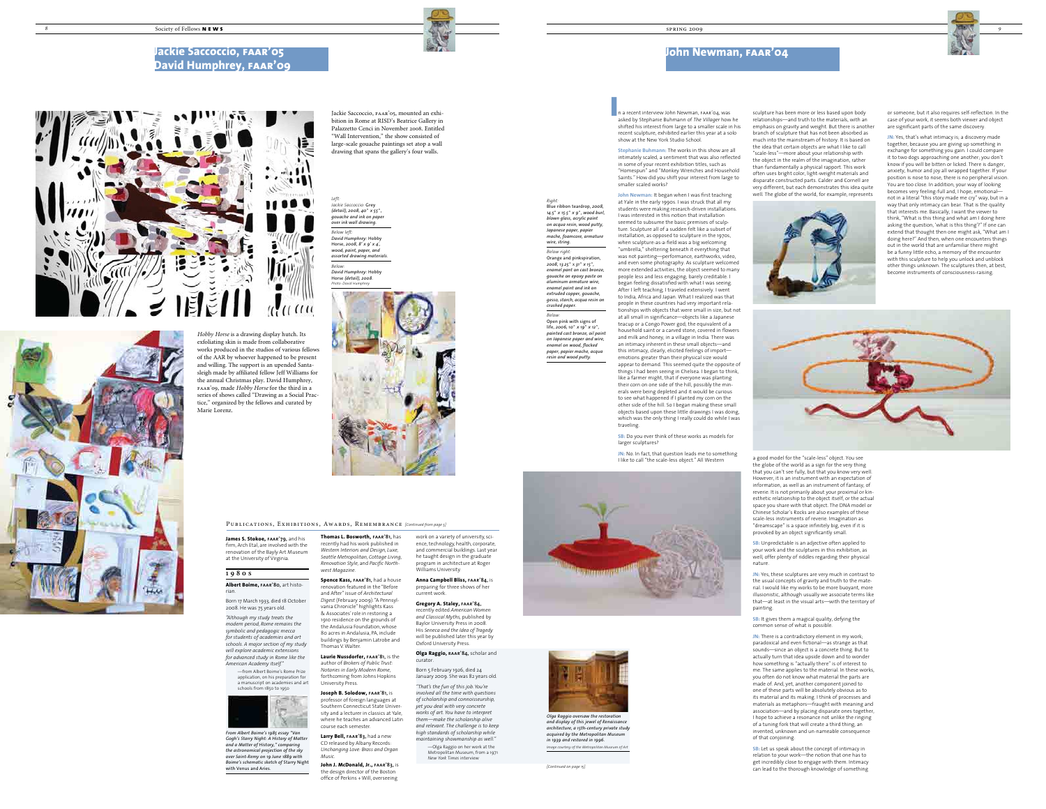## Jackie Saccoccio, FAAR'05
## David Humphrey, FAAR'09

Jackie Saccoccio, FAAR'05, mounted an exhibition in Rome at RISD's Beatrice Gallery in Palazzetto Cenci in November 2008. Entitled "Wall Intervention," the show consisted of large-scale gouache paintings set atop a wall drawing that spans the gallery's four walls.

*Left:*
*Jackie Saccoccio: Grey (detail), 2008, 40" x 55", gouache and ink on paper over ink wall drawing.*

*Below left:*
*David Humphrey: Hobby Horse, 2008, 8' x 9' x 4', wood, paint, paper, and assorted drawing materials.*

*Below:*
*David Humphrey: Hobby Horse (detail), 2008.*
*Photo: David Humphrey*

*Hobby Horse* is a drawing display hutch. Its exfoliating skin is made from collaborative works produced in the studios of various fellows of the AAR by whoever happened to be present and willing. The support is an upended Santa-sleigh made by affiliated fellow Jeff Williams for the annual Christmas play. David Humphrey, FAAR'09, made *Hobby Horse* for the third in a series of shows called "Drawing as a Social Practice," organized by the fellows and curated by Marie Lorenz.

## Publications, Exhibitions, Awards, Remembrance *(Continued from page 5)*

**James S. Stokoe, FAAR'79,** and his firm, Arch Etal, are involved with the renovation of the Bayly Art Museum at the University of Virginia.

### 1980s

**Albert Boime, FAAR'80,** art historian.

Born 17 March 1933, died 18 October 2008. He was 75 years old.

*"Although my study treats the modern period, Rome remains the symbolic and pedagogic mecca for students of academies and art schools. A major section of my study will explore academic extensions for advanced study in Rome like the American Academy itself."*

—from Albert Boime's Rome Prize application, on his preparation for a manuscript on academies and art schools from 1850 to 1950

*From Albert Boime's 1985 essay "Van Gogh's Starry Night: A History of Matter and a Matter of History," comparing the astronomical projection of the sky over Saint-Remy on 19 June 1889 with Boime's schematic sketch of* Starry Night *with Venus and Aries.*

**Thomas L. Bosworth, FAAR'81,** has recently had his work published in *Western Interiors and Design, Luxe, Seattle Metropolitan, Cottage Living, Renovation Style,* and *Pacific Northwest Magazine.*

**Spence Kass, FAAR'81,** had a house renovation featured in the "Before and After" issue of *Architectural Digest* (February 2009). "A Pennsylvania Chronicle" highlights Kass & Associates' role in restoring a 1910 residence on the grounds of the Andalusia Foundation, whose 80 acres in Andalusia, PA, include buildings by Benjamin Latrobe and Thomas V. Walter.

**Laurie Nussdorfer, FAAR'81,** is the author of *Brokers of Public Trust: Notaries in Early Modern Rome,* forthcoming from Johns Hopkins University Press.

**Joseph B. Solodow, FAAR'81,** is professor of foreign languages at Southern Connecticut State University and a lecturer in classics at Yale, where he teaches an advanced Latin course each semester.

**Larry Bell, FAAR'83,** had a new CD released by Albany Records: *Unchanging Love: Brass and Organ Music.*

**John J. McDonald, Jr., FAAR'83,** is the design director of the Boston office of Perkins + Will, overseeing work on a variety of university, science, technology, health, corporate, and commercial buildings. Last year he taught design in the graduate program in architecture at Roger Williams University.

**Anna Campbell Bliss, FAAR'84,** is preparing for three shows of her current work.

**Gregory A. Staley, FAAR'84,** recently edited *American Women and Classical Myths,* published by Baylor University Press in 2008. His *Seneca and the Idea of Tragedy* will be published later this year by Oxford University Press.

**Olga Raggio, RAAR'84,** scholar and curator.

Born 5 February 1926, died 24 January 2009. She was 82 years old.

*"That's the fun of this job. You're involved all the time with questions of scholarship and connoisseurship, yet you deal with very concrete works of art. You have to interpret them—make the scholarship alive and relevant. The challenge is to keep high standards of scholarship while maintaining showmanship as well."*

—Olga Raggio on her work at the Metropolitan Museum, from a 1971 *New York Times* interview

*Olga Raggio oversaw the restoration and display of this jewel of Renaissance architecture, a 15th-century private study acquired by the Metropolitan Museum in 1939 and restored in 1996.*
*Image courtesy of the Metropolitan Museum of Art*

## John Newman, FAAR'04

In a recent interview John Newman, FAAR'04, was asked by Stephanie Buhmann of *The Villager* how he shifted his interest from large to a smaller scale in his recent sculpture, exhibited earlier this year at a solo show at the New York Studio School.

**Stephanie Buhmann:** The works in this show are all intimately scaled, a sentiment that was also reflected in some of your recent exhibition titles, such as "Homespun" and "Monkey Wrenches and Household Saints." How did you shift your interest from large to smaller scaled works?

**John Newman:** It began when I was first teaching at Yale in the early 1990s. I was struck that all my students were making research-driven installations. I was interested in this notion that installation seemed to subsume the basic premises of sculpture. Sculpture all of a sudden felt like a subset of installation, as opposed to sculpture in the 1970s, when sculpture-as-a-field was a big welcoming "umbrella," sheltering beneath it everything that was not painting—performance, earthworks, video, and even some photography. As sculpture welcomed more extended activities, the object seemed to many people less and less engaging; barely creditable. I began feeling dissatisfied with what I was seeing. After I left teaching, I traveled extensively. I went to India, Africa and Japan. What I realized was that people in these countries had very important relationships with objects that were small in size, but not at all small in significance—objects like a Japanese teacup or a Congo Power god, the equivalent of a household saint or a carved stone, covered in flowers and milk and honey, in a village in India. There was an intimacy inherent in these small objects—and this intimacy, clearly, elicited feelings of import—emotions greater than their physical size would appear to demand. This seemed quite the opposite of things I had been seeing in Chelsea. I began to think, like a farmer might, that if everyone was planting their corn on one side of the hill, possibly the minerals were being depleted and it would be curious to see what happened if I planted my corn on the other side of the hill. So I began making these small objects based upon these little drawings I was doing, which was the only thing I really could do while I was traveling.

*Right:*
*Blue ribbon teardrop, 2008, 14.5" x 15.5" x 9", wood burl, blown glass, acrylic paint on acqua resin, wood putty, Japanese paper, papier mache, foamcore, armature wire, string.*

*Below right:*
*Orange and pinkspiration, 2008, 13.25" x 31" x 15", enamel paint on cast bronze, gouache on epoxy paste on aluminum armature wire, enamel paint and ink on extruded copper, gouache, gesso, starch, acqua resin on crushed paper.*

*Below:*
*Open pink with signs of life, 2006, 10" x 19" x 12", painted cast bronze, oil paint on Japanese paper and wire, enamel on wood, flocked paper, papier mache, acqua resin and wood putty.*

**SB:** Do you ever think of these works as models for larger sculptures?

**JN:** No. In fact, that question leads me to something I like to call "the scale-less object." All Western sculpture has been more or less based upon body relationships—and truth to the materials, with an emphasis on gravity and weight. But there is another branch of sculpture that has not been absorbed as much into the mainstream of history. It is based on the idea that certain objects are what I like to call "scale-less"—more about your relationship with the object in the realm of the imagination, rather than fundamentally a physical rapport. This work often uses bright color, light-weight materials and disparate constructed parts. Calder and Cornell are very different, but each demonstrates this idea quite well. The globe of the world, for example, represents a good model for the "scale-less" object. You see the globe of the world as a sign for the very thing that you can't see fully, but that you know very well. However, it is an instrument with an expectation of information, as well as an instrument of fantasy, of reverie. It is not primarily about your proximal or kinesthetic relationship to the object itself, or the actual space you share with that object. The DNA model or Chinese Scholar's Rocks are also examples of these scale-less instruments of reverie. Imagination as "dreamscape" is a space infinitely big, even if it is provoked by an object significantly small.

**SB:** Unpredictable is an adjective often applied to your work and the sculptures in this exhibition, as well, offer plenty of riddles regarding their physical nature.

**JN:** Yes, these sculptures are very much in contrast to the usual concepts of gravity and truth to the material. I would like my works to be more buoyant, more illusionistic, although usually we associate terms like that—at least in the visual arts—with the territory of painting.

**SB:** It gives them a magical quality, defying the common sense of what is possible.

**JN:** There is a contradictory element in my work; paradoxical and even fictional—as strange as that sounds—since an object is a concrete thing. But to actually turn that idea upside down and to wonder how something is "actually there" is of interest to me. The same applies to the material. In these works, you often do not know what material the parts are made of. And, yet, another component joined to one of these parts will be absolutely obvious as to its material and its making. I think of processes and materials as metaphors—fraught with meaning and association—and by placing disparate ones together, I hope to achieve a resonance not unlike the ringing of a tuning fork that will create a third thing, an invented, unknown and un-nameable consequence of that conjoining.

**SB:** Let us speak about the concept of intimacy in relation to your work—the notion that one has to get incredibly close to engage with them. Intimacy can lead to the thorough knowledge of something or someone, but it also requires self-reflection. In the case of your work, it seems both viewer and object are significant parts of the same discovery.

**JN:** Yes, that's what intimacy is; a discovery made together, because you are giving up something in exchange for something you gain. I could compare it to two dogs approaching one another; you don't know if you will be bitten or licked. There is danger, anxiety, humor and joy all wrapped together. If your position is nose to nose, there is no peripheral vision. You are too close. In addition, your way of looking becomes very feeling-full and, I hope, emotional—not in a literal "this story made me cry" way, but in a way that only intimacy can bear. That is the quality that interests me. Basically, I want the viewer to think, "What is this thing and what am I doing here asking the question, 'what is this thing'?" If one can extend that thought then one might ask, "What am I doing here?" And then, when one encounters things out in the world that are unfamiliar there might be a funny little echo, a memory of the encounter with this sculpture to help you unlock and unblock other things unknown. The sculptures then, at best, become instruments of consciousness-raising.

*[Continued on page 15]*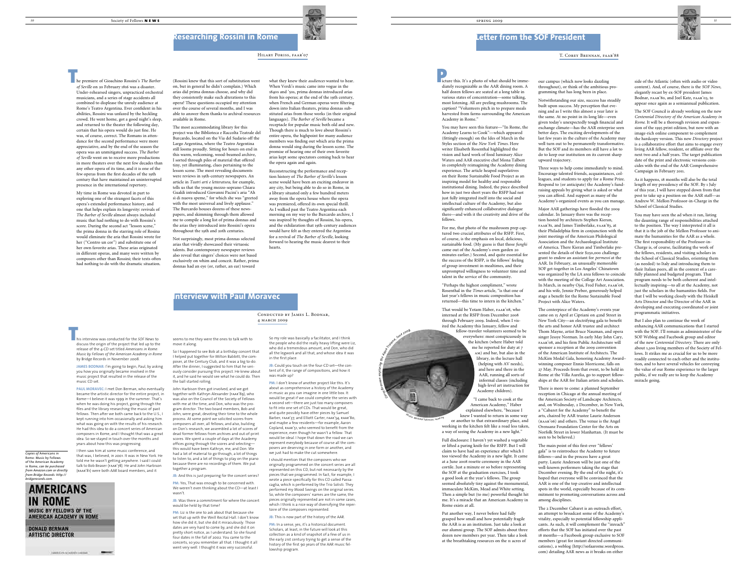## Researching Rossini in Rome

Hilary Poriss, faar'07

The premiere of Gioachino Rossini's *The Barber of Seville* on 20 February 1816 was a disaster. Under-rehearsed singers, unpracticed orchestral musicians, and a series of stage accidents all combined to displease the unruly audience at Rome's Teatro Argentina. Ever confident in his abilities, Rossini was unfazed by the heckling crowd. He went home, got a good night's sleep, and returned to the theater the following day, certain that his opera would do just fine. He was, of course, correct. The Romans in attendance for the second performance were more appreciative, and by the end of the season the opera was an unmitigated success. *The Barber of Seville* went on to receive more productions in more theaters over the next few decades than any other opera of its time, and it is one of the few operas from the first decades of the 19th century that have maintained an uninterrupted presence in the international repertory.

My time in Rome was devoted in part to exploring one of the strangest facets of this opera's extended performance history, and one that helps explain its longevity: revivals of *The Barber of Seville* almost always included music that had nothing to do with Rossini's score. During the second act "lesson scene," the prima donna in the starring role of Rosina would eliminate the aria that Rossini wrote for her ("Contro un cor") and substitute one of her own favorite arias. These arias originated in different operas, and many were written by composers other than Rossini; their texts often had nothing to do with the dramatic situation. (Rossini knew that this sort of substitution went on, but in general he didn't complain.) Which arias did prima donnas choose, and why did they consistently make such alterations to this opera? These questions occupied my attention over the course of several months, and I was able to answer them thanks to archival resources available in Rome.

The most accommodating library for this project was the Biblioteca e Raccolta Teatrale del Burcardo, located on the Via del Sudario off the Largo Argentina, where the Teatro Argentina still looms proudly. Sitting for hours on end in this warm, welcoming, wood-beamed archive, I sorted through piles of material that offered tiny, yet illuminating, clues pertaining to the lesson scene. The most revealing documents were reviews in 19th-century newspapers. An article in *Teatri arti e letteratura*, for example, tells us that the young mezzo-soprano Chiara Gualdi introduced Giovanni Pacini's aria "Ah sì di nuova speme," for which she was "greeted with the most universal and lively applause." The Burcardo houses dozens of these newspapers, and skimming through them allowed me to compile a long list of prima donnas and the arias they introduced into Rossini's opera throughout the 19th and 20th centuries.

Not surprisingly, most prima donnas selected arias that vividly showcased their virtuosic talents. But contemporary newspaper reviews also reveal that singers' choices were not based exclusively on whim and conceit. Rather, prima donnas had an eye (or, rather, an ear) toward what they knew their *audiences* wanted to hear. When Verdi's music came into vogue in the 1840s and '50s, prima donnas introduced arias from his operas; at the end of the 19th century, when French and German operas were filtering down into Italian theaters, prima donnas substituted arias from those works (in their original languages). *The Barber of Seville* became a receptacle for popular music both old and new. Though there is much to love about Rossini's entire opera, the highpoint for many audience members was finding out which aria the prima donna would sing during the lesson scene. The promise of hearing one of their own favorite arias kept some spectators coming back to hear the opera again and again.

Reconstructing the performance and reception history of *The Barber of Seville*'s lesson scene would have been an exciting endeavor in any city, but being able to do so in Rome, in a library situated only a few hundred meters away from the opera house where the opera was premiered, offered its own special thrill. As I walked past the Teatro Argentina each morning on my way to the Burcardo archive, I was inspired by thoughts of Rossini, his opera, and the exhilaration that 19th-century audiences would have felt as they entered the Argentina for a revival of *The Barber of Seville*, looking forward to hearing the music dearest to their hearts.

## Interview with Paul Moravec

Conducted by James L. Bodnar, 4 March 2009

This interview was conducted for the *SOF News* to discuss the origin of the project that led up to the release of the 4-CD set titled *Americans in Rome: Music by Fellows of the American Academy in Rome* by Bridge Records in November 2008.

**James Bodnar:** I'm going to begin, Paul, by asking you how you originally became involved in the music project that resulted in the release of the music CD set.

**Paul Moravec:** I met Don Berman, who eventually became the artistic director for the entire project, in Rome—I believe it was 1999 in the summer. That's when he was doing his project, going through the files and the library researching the music of past fellows. Then after we both came back to the U.S., I kept running into him occasionally and asking him what was going on with the results of his research. He had this idea to do a concert series of American composers in Rome, and I thought that was a great idea. So we stayed in touch over the months and years about how this was progressing.

I then saw him at some music conference, and that was, I believed, in 2001. It was in New York. He told me he wasn't getting anywhere. I said I could talk to Bob Beaser (faar'78). He and John Harbison (raar'81) were both AAR board members, and it seems to me they were the ones to talk with to move it along.

So I happened to see Bob at a birthday concert that I helped put together for Milton Babbitt, the composer, at the Century Club, and it was a big to-do. After the dinner, I suggested to him that he seriously consider pursuing this project. He knew about it, and he said he would see what he could do. Then the ball started rolling.

John Harbison then got involved, and we got together with Kathryn Alexander (faar'89), who was also on the Council of the Society of Fellows with me at the time, and Don, who was the program director. The two board members, Bob and John, were great, devoting their time to the whole process. At some point we solicited scores from composers all over, all fellows; and also, building on Don's research, we assembled a lot of scores of dead former fellows from archives and out-of-print scores. We spent a couple of days at the Academy offices going through the scores and selecting—this would have been Kathryn, me, and Don. We had a lot of material to go through, a lot of things to listen to, and a lot of things to play on the piano because there are no recordings of them. We put together a program.

**JB:** And this is just preparing for the concert series?

**PM:** Yes, That was enough to be concerned with. We weren't even thinking about the CD—at least I wasn't.

**JB:** Was there a commitment for where the concert would be held by that time?

**PM:** Liz is the one to ask about that because she set that up with the Weill Recital Hall. I don't know how she did it, but she did it miraculously. Those dates are very hard to come by, and she did it on pretty short notice, as I understand. So she found four dates in the fall of 2002. You came to the concerts, so you remember all that. I thought it all went very well. I thought it was very successful.

So my role was basically a facilitator, and I think the people who did the really heavy lifting were Liz, who did a tremendous amount, and Don, who did all the legwork and all that, and whose idea it was in the first place.

**JB:** Could you touch on the four-CD set—the content of it, the range of compositions, and how it was made up?

**PM:** I don't know of another project like this. It's about as comprehensive a history of the Academy in music as you can imagine in one little box. It would be great if we could complete the series with a second set—there are just too many composers to fit into one set of CDs. That would be great, and quite possibly have other pieces by Samuel Barber, faar'37, and Elliott Carter, faar'54, raar'80, and maybe a few residents—for example, Aaron Copland, raar'51, who seemed to benefit from the experience, even though he wasn't a fellow. That would be ideal. I hope that down the road we can represent everybody because of course all the composers are deserving in one form or another, and we just had to make the cut somewhere.

I should mention that the composers who we originally programmed on the concert series are all represented on this CD, but not necessarily by the pieces that we programmed. In fact, for example, I wrote a piece specifically for this CD called Passacaglia, which is performed by the Trio Solisti. They performed my Mood Swings on the original series. So, while the composers' names are the same, the pieces originally represented are not in some cases, which I think is a nice way of diversifying the repertoire of the composers represented.

**JB:** This is now part of the history of the AAR.

**PM:** In a sense, yes, it's a historical document. Scholars, at least, in the future will look at this collection as a kind of snapshot of a few of us in the early 21st century trying to get a sense of the history of the first 90 years of the AAR music fellowship program.

*Copies of* Americans in Rome: Music by Fellows of the American Academy in Rome*, can be purchased from Amazon.com or directly from Bridge Records: http://bridgerecords.com.*

## Letter from the SOF President

T. Corey Brennan, faar'88

Picture this. It's a photo of what should be immediately recognizable as the AAR dining room. A half dozen fellows are seated at a long table in various states of concentration—some talking, most listening. All are peeling mushrooms. The caption? "Volunteers pitch in to prepare meals harvested from farms surrounding the American Academy in Rome."

You may have seen this feature—"In Rome, the Academy Learns to Cook"—which appeared (fittingly enough) on the Ides of March in the Styles section of the *New York Times*. Here writer Elisabeth Rosenthal highlighted the vision and hard work of food luminary Alice Waters and AAR executive chef Mona Talbott in completely reimagining the Academy dining experience. The article heaped superlatives on their Rome Sustainable Food Project as an inspiring model for healthy and responsible institutional dining. Indeed, the piece described how in just two short years the RSFP had not just fully integrated itself into the social and intellectual culture of the Academy, but also significantly enhanced collaborative dialogue there—and with it the creativity and drive of the fellows.

For me, that photo of the mushroom prep captured two crucial attributes of the RSFP. First, of course, is the emphasis on local, delicious, sustainable food. (My guess is that those *funghi* came out of the Academy's own garden 20 minutes earlier.) Second, and quite essential for the success of the RSFP, is the fellows' feeling of group investment in mealtimes, and their unprompted willingness to volunteer time and talent in the service of the community.

"Perhaps the highest compliment," wrote Rosenthal in the *Times* article, "is that one of last year's fellows in music composition has returned—this time to intern in the kitchen."

That would be Yotam Haber, faar'08, who interned at the RSFP from December 2008 through February 2009. Indeed, when I visited the Academy this January, fellow and fellow-traveler volunteers seemed to be everywhere: most crossingly in the kitchen (where Haber told me he reported for duty at 7 am) and bar, but also in the library, in the lecture hall (helping with AV needs), and here and there in the AAR, running all sorts of informal classes (including high-level art instruction for Academy children).

Corey Brennan exploring the Aqua Traiana, June 2008

Photo: Michael Johnson, faar'09

"I came back to cook at the American Academy," Haber explained elsewhere, "because I knew I wanted to return in some way or another to that extraordinary place, and working in the kitchen felt like a road less taken, a way of seeing the Academy in a new light."

Full disclosure: I haven't yet washed a vegetable or lifted a paring knife for the RSFP. But I will claim to have had an experience after which I too viewed the Academy in a new light. It came at a June 2008 rosette ceremony in the AAR cortile. Just a minute or so before representing the SOF at the graduation exercises, I took a good look at the year's fellows. The group seemed absolutely tiny against the monumental, immaculate McKim, Mead and White setting. Then a simple but (to me) powerful thought hit me. It's a miracle that an American Academy in Rome exists at all.

Put another way, I never before had fully grasped how small and how potentially fragile the AAR is as an institution. Just take a look at our alumni group. The SOF admits about three dozen new members per year. Then take a look at the breathtaking resources on the 11 acres of our campus (which now looks dazzling throughout), or think of the ambitious programming that has long been in place.

Notwithstanding our size, success has steadily built upon success. My perception that evening and as I write this almost a year later is the same. At no point in its long life—even given today's unexpectedly tough financial and exchange climate—has the AAR enterprise seen better days. The exciting developments of the last few years in the culture of the Academy may well turn out to be permanently transformative. But the SOF and its members still have a lot to do to keep our institution on its current sharp upward trajectory.

Three ways to help come immediately to mind. Encourage talented friends, acquaintances, colleagues, and students to apply for a Rome Prize. Respond to (or anticipate) the Academy's fundraising appeals by giving what is asked or what you can afford. And support as many of the Academy's organized events as you can manage.

Major AAR gatherings have flooded the 2009 calendar. In January there was the reception hosted by architects Stephen Kieran, faar'81, and James Timberlake, faar'83, at their Philadelphia firm in conjunction with the joint meetings of the American Philological Association and the Archaeological Institute of America. There Kieran and Timberlake presented the details of their $250,000 challenge grant to endow an assistant for *permessi* at the AAR. In February, an unusually memorable SOF get-together in Los Angeles' Chinatown was organized by the LA area fellows to coincide with the meeting of the College Art Association. In March, in nearby Ojai, Fred Fisher, faar'08, and his wife, Jennie Prebor, generously helped stage a benefit for the Rome Sustainable Food Project with Alice Waters.

The centerpiece of the Academy's events year came on 15 April at Cipriani on 42nd Street in New York City—an electrifying gala to benefit the arts and honor AAR trustee and architect Thom Mayne, artist Bruce Nauman, and opera singer Jessye Norman. In early May John Cary, faar'08, and his firm Public Architecture will sponsor a reception at the 2009 convention of the American Institute of Architects. The McKim Medal Gala, honoring Academy Award–winning composer Ennio Morricone, falls on 27 May. Proceeds from that event, to be held in Rome at the Villa Aurelia, go to support fellowships at the AAR for Italian artists and scholars.

There is more to come: a planned September reception in Chicago at the annual meeting of the American Society of Landscape Architects, and, on Wednesday, 2 December, in New York, a "Cabaret for the Academy" to benefit the arts, chaired by AAR trustee Laurie Anderson (raar'06) and others. The venue is the Angel Orensanz Foundation Center for the Arts on Norfolk Street in lower Manhattan. (It must be seen to be believed.)

The main point of this first-ever "fellows' gala" is to reintroduce the Academy to future fellows—and in the process have a great party. Laurie Anderson will be just one of the well-known performers taking the stage that December evening. By the end of the night, it's hoped that everyone will be convinced that the AAR is one of the top creative and intellectual spots in the world, especially because of its commitment to promoting conversations across and among disciplines.

The 2 December Cabaret is an outreach effort, an attempt to broadcast some of the Academy's vitality, especially to potential fellowship applicants. As such, it will complement the "inreach" efforts that the SOF has initiated over the past 18 months—a Facebook group exclusive to SOF members (great for instant directed communications), a weblog (http://sofaarome.wordpress.com) detailing AAR news as it breaks on either side of the Atlantic (often with audio or video content). And, of course, there is the *SOF News*, elegantly recast by ex-SOF president James Bodnar, faar'80, and Joel Katz, faar'03, to appear once again as a semiannual publication.

The SOF Council is already working on the new *Centennial Directory of the American Academy in Rome*. It will be a thorough revision and expansion of the 1995 print edition, but now with an image-rich online component to complement the hardcopy version. This new *Directory* project is a collaborative effort that aims to engage every living AAR fellow, resident, or affiliate over the next two and a half years. The target publication date of the print and electronic versions coincides with the end of the AAR Comprehensive Campaign in February 2011.

As it happens, 18 months will also be the total length of my presidency of the SOF. By 1 July of this year, I will have stepped down from that post to take up a position on the AAR staff—as Andrew W. Mellon Professor-in-Charge in the School of Classical Studies.

You may have seen the ad when it ran, listing the daunting range of responsibilities attached to the position. The way I interpreted it all is that it is the job of the Mellon Professor to animate the humanities for the AAR as a whole. The first responsibility of the Professor-in-Charge is, of course, facilitating the work of the fellows, residents, and visiting scholars in the School of Classical Studies, orienting them (as needed) to Italy and introducing them to their Italian peers, all in the context of a carefully planned and budgeted program. That program needs to be both coherent and intellectually inspiring—to all at the Academy, not just the scholars in the humanities fields. For that I will be working closely with the Heiskell Arts Director and the Director of the AAR in developing and executing coordinated or joint programmatic initiatives.

But I also plan to continue the work of enhancing AAR communications that I started with the SOF. I'll remain as administrator of the SOF Weblog and Facebook group and editor of the new *Centennial Directory*. There are only about 1,300 living members of the Society of Fellows. It strikes me as crucial for us to be more readily connected to each other and the institution, and to have several vehicles for conveying the value of our Rome experience to the larger public, if we really are to keep the Academy miracle going.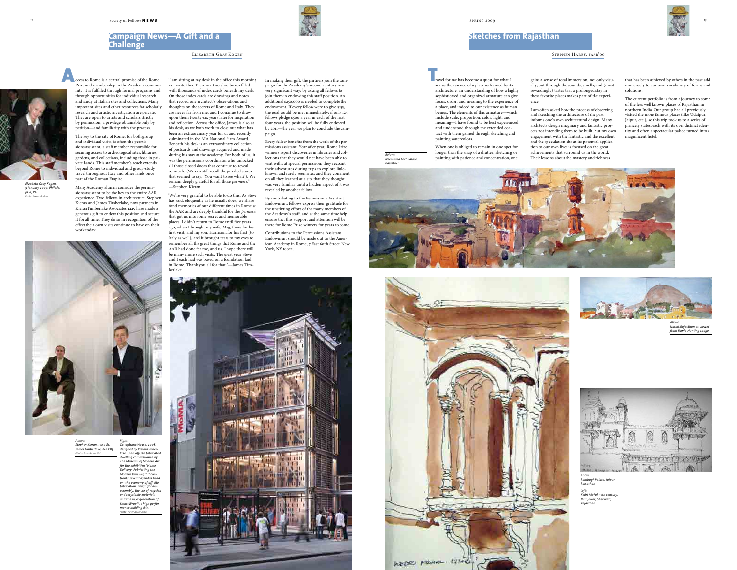## Campaign News—A Gift and a Challenge

Elizabeth Gray Kogen

Access to Rome is a central promise of the Rome Prize and membership in the Academy community. It is fulfilled through formal programs and through opportunities for individual research and study at Italian sites and collections. Many important sites and other resources for scholarly research and artistic investigation are private. They are open to artists and scholars strictly by permission, a privilege obtainable only by petition—and familiarity with the process.

The key to the city of Rome, for both group and individual visits, is often the permissions assistant, a staff member responsible for securing access to archeological sites, libraries, gardens, and collections, including those in private hands. This staff member's reach extends beyond Rome to individual and group-study travel throughout Italy and other lands once part of the Roman Empire.

Many Academy alumni consider the permissions assistant to be the key to the entire AAR experience. Two fellows in architecture, Stephen Kieran and James Timberlake, now partners in KieranTimberlake Associates LLP, have made a generous gift to endow this position and secure it for all time. They do so in recognition of the effect their own visits continue to have on their work today:

"I am sitting at my desk in the office this morning as I write this. There are two shoe boxes filled with thousands of index cards beneath my desk. On those index cards are drawings and notes that record one architect's observations and thoughts on the secrets of Rome and Italy. They are never far from me, and I continue to draw upon them twenty-six years later for inspiration and reflection. Across the office, James is also at his desk, as we both work to close out what has been an extraordinary year for us and recently culminated in the AIA National Firm Award. Beneath his desk is an extraordinary collection of postcards and drawings acquired and made during his stay at the academy. For both of us, it was the permissions coordinator who unlocked all those closed doors that continue to reveal so much. (We can still recall the puzzled stares that seemed to say, 'You want to see what?'). We remain deeply grateful for all those *permessi*." —Stephen Kieran

"We're very grateful to be able to do this. As Steve has said, eloquently as he usually does, we share fond memories of our different times in Rome at the AAR and are deeply thankful for the *permessi* that got us into some secret and memorable places. I didn't return to Rome until five years ago, when I brought my wife, Meg, there for her first visit, and my son, Harrison, for his first (to Italy as well), and it brought tears to my eyes to remember all the great things that Rome and the AAR had done for me, and us. I hope there will be many more such visits. The great year Steve and I each had was based on a foundation laid in Rome. Thank you all for that."—James Timberlake

In making their gift, the partners join the campaign for the Academy's second century in a very significant way: by asking all fellows to join them in endowing this staff position. An additional $250,000 is needed to complete the endowment. If every fellow were to give $155, the goal would be met immediately; if only 125 fellows pledge $500 a year in each of the next four years, the position will be fully endowed by 2011—the year we plan to conclude the campaign.

Every fellow benefits from the work of the permissions assistant. Year after year, Rome Prize winners report discoveries in libraries and collections that they would not have been able to visit without special permission; they recount their adventures during trips to explore little-known and rarely seen sites; and they comment on all they learned at a site that they thought was very familiar until a hidden aspect of it was revealed by another fellow.

By contributing to the Permissions Assistant Endowment, fellows express their gratitude for the unstinting effort of the many members of the Academy's staff, and at the same time help ensure that this support and attention will be there for Rome Prize winners for years to come.

Contributions to the Permissions Assistant Endowment should be made out to the American Academy in Rome, 7 East 60th Street, New York, NY 10022.

*Elizabeth Gray Kogen, 9 January 2009, Philadelphia, PA.*
*Photo: James Bodnar*

*Above: Stephen Kieran, FAAR'81, James Timberlake, FAAR'83.*
*Photo: Peter Aaron/Esto*

*Right: Cellophane House, 2008, designed by KieranTimberlake, is an off-site fabricated dwelling commissioned by The Museum of Modern Art for the exhibition "Home Delivery: Fabricating the Modern Dwelling." It confronts several agendas head on: the economy of off-site fabrication, design for disassembly, the use of recycled and recyclable materials, and the next generation of SmartWrap™, a high performance building skin.*
*Photo: Peter Aaron/Esto*

## Sketches from Rajasthan

Stephen Harby, FAAR'00

Travel for me has become a quest for what I see as the essence of a place as framed by its architecture: an understanding of how a highly sophisticated and organized armature can give focus, order, and meaning to the experience of a place, and indeed to our existence as human beings. The elements of this armature—which include scale, proportion, color, light, and meaning—I have found to be best experienced and understood through the extended contact with them gained through sketching and painting watercolors.

When one is obliged to remain in one spot for longer than the snap of a shutter, sketching or painting with patience and concentration, one gains a sense of total immersion, not only visually, but through the sounds, smells, and (most rewardingly) tastes that a prolonged stay in these favorite places makes part of the experience.

I am often asked how the process of observing and sketching the architecture of the past informs one's own architectural design. Many architects design imaginary and fantastic projects not intending them to be built, but my own engagement with the fantastic and the excellent and the speculation about its potential application to our own lives is focused on the great achievements that surround us in the world. Their lessons about the mastery and richness that has been achieved by others in the past add immensely to our own vocabulary of forms and solutions.

The current portfolio is from a journey to some of the less well known places of Rajasthan in northern India. Our group had all previously visited the more famous places (like Udaipur, Jaipur, etc.), so this trip took us to a series of princely states, each with its own distinct identity and often a spectacular palace turned into a magnificent hotel.

*Below: Neemrana Fort Palace, Rajasthan*

*Above: Narlai, Rajasthan as viewed from Rawla Hunting Lodge*

*Above: Rambagh Palace, Jaipur, Rajasthan*

*Left: Kedri Mahal, 17th century, Jhunjhunu, Shekwati, Rajasthan*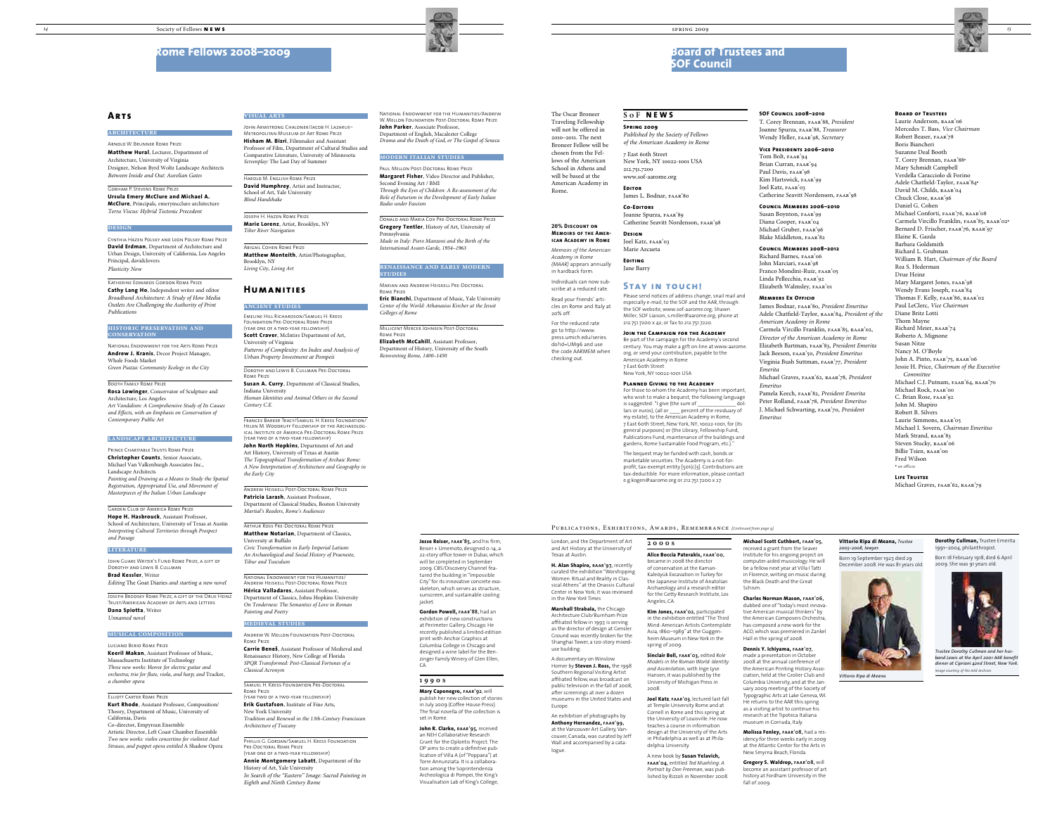# Rome Fellows 2008–2009

## Arts

### Architecture

Arnold W. Brunner Rome Prize
**Matthew Hural**, Lecturer, Department of Architecture, University of Virginia
Designer, Nelson Byrd Woltz Landscape Architects
*Between Inside and Out: Aurelian Gates*

Gorham P. Stevens Rome Prize
**Ursula Emery McClure and Michael A. McClure**, Principals, emerymcclure architecture
*Terra Viscus: Hybrid Tectonic Precedent*

### Design

Cynthia Hazen Polsky and Leon Polsky Rome Prize
**David Erdman**, Department of Architecture and Urban Design, University of California, Los Angeles
Principal, davidclovers
*Plasticity Now*

Katherine Edwards Gordon Rome Prize
**Cathy Lang Ho**, Independent writer and editor
*Broadband Architecture: A Study of How Media Outlets Are Challenging the Authority of Print Publications*

### Historic Preservation and Conservation

National Endowment for the Arts Rome Prize
**Andrew J. Kranis**, Decor Project Manager, Whole Foods Market
*Green Piazza: Community Ecology in the City*

Booth Family Rome Prize
**Rosa Lowinger**, Conservator of Sculpture and Architecture, Los Angeles
*Art Vandalism: A Comprehensive Study of Its Causes and Effects, with an Emphasis on Conservation of Contemporary Public Art*

### Landscape Architecture

Prince Charitable Trusts Rome Prize
**Christopher Counts**, Senior Associate, Michael Van Valkenburgh Associates Inc., Landscape Architects
*Painting and Drawing as a Means to Study the Spatial Registration, Appropriated Use, and Movement of Masterpieces of the Italian Urban Landscape*

Garden Club of America Rome Prize
**Hope H. Hasbrouck**, Assistant Professor, School of Architecture, University of Texas at Austin
*Interpreting Cultural Territories through Prospect and Passage*

### Literature

John Guare Writer's Fund Rome Prize, a gift of Dorothy and Lewis B. Cullman
**Brad Kessler**, Writer
*Editing* The Goat Diaries *and starting a new novel*

Joseph Brodsky Rome Prize, a gift of the Drue Heinz Trust/American Academy of Arts and Letters
**Dana Spiotta**, Writer
*Unnamed novel*

### Musical Composition

Luciano Berio Rome Prize
**Keeril Makan**, Assistant Professor of Music, Massachusetts Institute of Technology
*Three new works:* Hover *for electric guitar and orchestra; trio for flute, viola, and harp; and* Tracker, *a chamber opera*

Elliott Carter Rome Prize
**Kurt Rhode**, Assistant Professor, Composition/Theory, Department of Music, University of California, Davis
Co-director, Empyrean Ensemble
Artistic Director, Left Coast Chamber Ensemble
*Two new works: violin concertino for violinist Axel Strauss, and puppet opera entitled* A Shadow Opera

### Visual Arts

John Armstrong Chaloner/Jacob H. Lazarus–Metropolitan Museum of Art Rome Prize
**Hisham M. Bizri**, Filmmaker and Assistant Professor of Film, Department of Cultural Studies and Comparative Literature, University of Minnesota
*Screenplay:* The Last Day of Summer

Harold M. English Rome Prize
**David Humphrey**, Artist and Instructor, School of Art, Yale University
*Blind Handshake*

Joseph H. Hazen Rome Prize
**Marie Lorenz**, Artist, Brooklyn, NY
*Tiber River Navigation*

Abigail Cohen Rome Prize
**Matthew Monteith**, Artist/Photographer, Brooklyn, NY
*Living City, Living Art*

## Humanities

### Ancient Studies

Emeline Hill Richardson/Samuel H. Kress Foundation Pre-Doctoral Rome Prize (year one of a two-year fellowship)
**Scott Craver**, McIntire Department of Art, University of Virginia
*Patterns of Complexity: An Index and Analysis of Urban Property Investment at Pompeii*

Dorothy and Lewis B. Cullman Pre-Doctoral Rome Prize
**Susan A. Curry**, Department of Classical Studies, Indiana University
*Human Identities and Animal Others in the Second Century C.E.*

Frances Barker Tracy/Samuel H. Kress Foundation/Helen M. Woodruff Fellowship of the Archaeological Institute of America Pre-Doctoral Rome Prize (year two of a two-year fellowship)
**John North Hopkins**, Department of Art and Art History, University of Texas at Austin
*The Topographical Transformation of Archaic Rome: A New Interpretation of Architecture and Geography in the Early City*

Andrew Heiskell Post-Doctoral Rome Prize
**Patricia Larash**, Assistant Professor, Department of Classical Studies, Boston University
*Martial's Readers, Rome's Audiences*

Arthur Ross Pre-Doctoral Rome Prize
**Matthew Notarian**, Department of Classics, University at Buffalo
*Civic Transformation in Early Imperial Latium: An Archaeological and Social History of Praeneste, Tibur and Tusculum*

National Endowment for the Humanities/Andrew Heiskell Post-Doctoral Rome Prize
**Hérica Valladares**, Assistant Professor, Department of Classics, Johns Hopkins University
*On Tenderness: The Semantics of Love in Roman Painting and Poetry*

### Medieval Studies

Andrew W. Mellon Foundation Post-Doctoral Rome Prize
**Carrie Beneš**, Assistant Professor of Medieval and Renaissance History, New College of Florida
*SPQR Transformed: Post-Classical Fortunes of a Classical Acronym*

Samuel H. Kress Foundation Pre-Doctoral Rome Prize (year two of a two-year fellowship)
**Erik Gustafson**, Institute of Fine Arts, New York University
*Tradition and Renewal in the 13th-Century Franciscan Architecture of Tuscany*

Phyllis G. Gordan/Samuel H. Kress Foundation Pre-Doctoral Rome Prize (year one of a two-year fellowship)
**Annie Montgomery Labatt**, Department of the History of Art, Yale University
*In Search of the "Eastern" Image: Sacred Painting in Eighth and Ninth Century Rome*

National Endowment for the Humanities/Andrew W. Mellon Foundation Post-Doctoral Rome Prize
**John Parker**, Associate Professor, Department of English, Macalester College
*Drama and the Death of God, or The Gospel of Seneca*

### Modern Italian Studies

Paul Mellon Post-Doctoral Rome Prize
**Margaret Fisher**, Video Director and Publisher, Second Evening Art / BMI
*Through the Eyes of Children: A Re-assessment of the Role of Futurism in the Development of Early Italian Radio under Fascism*

Donald and Maria Cox Pre-Doctoral Rome Prize
**Gregory Tentler**, History of Art, University of Pennsylvania
*Made in Italy: Piero Manzoni and the Birth of the International Avant-Garde, 1954–1963*

### Renaissance and Early Modern Studies

Marian and Andrew Heiskell Pre-Doctoral Rome Prize
**Eric Bianchi**, Department of Music, Yale University
*Center of the World: Athanasius Kircher at the Jesuit Colleges of Rome*

Millicent Mercer Johnsen Post-Doctoral Rome Prize
**Elizabeth McCahill**, Assistant Professor, Department of History, University of the South
*Reinventing Rome, 1400–1450*

# Board of Trustees and SOF Council

The Oscar Broneer Traveling Fellowship will not be offered in 2010–2011. The next Broneer Fellow will be chosen from the Fellows of the American School in Athens and will be based at the American Academy in Rome.

**20% Discount on Memoirs of the American Academy in Rome**

*Memoirs of the American Academy in Rome (MAAR)* appears annually in hardbook form.

Individuals can now subscribe at a reduced rate.

Read your friends' articles on Rome and Italy at 20% off.

For the reduced rate go to http://www.press.umich.edu/series.do?id=UM96 and use the code AARMEM when checking out.

## SoF News

**Spring 2009**
*Published by the Society of Fellows of the American Academy in Rome*

7 East 60th Street
New York, NY 10022-1001 USA
212.751.7200
www.sof-aarome.org

**Editor**
James L. Bodnar, faar'80

**Co-Editors**
Joanne Spurza, faar'89
Catherine Seavitt Nordenson, faar'98

**Design**
Joel Katz, faar'03
Marie Azcueta

**Editing**
Jane Barry

## Stay in touch!

Please send notices of address change, snail mail and especially e-mail, to the SOF and the AAR, through the SOF website, www.sof-aarome.org; Shawn Miller, SOF Liaison, s.miller@aarome.org; phone at 212.751.7200 x 42; or fax to 212.751.7220.

**Join the Campaign for the Academy**
Be part of the campaign for the Academy's second century. You may make a gift on-line at www.aarome.org, or send your contribution, payable to the American Academy in Rome
7 East 60th Street
New York, NY 10022-1001 USA

**Planned Giving to the Academy**
For those to whom the Academy has been important, who wish to make a bequest, the following language is suggested: "I give (the sum of \_\_\_\_\_\_\_\_\_\_\_\_\_\_\_ dollars or nous), (all or \_\_\_\_ percent of the residuary of my estate), to the American Academy in Rome, 7 East 60th Street, New York, NY, 10022-1001, for (its general purposes) or (the Library, Fellowship Fund, Publications Fund, maintenance of the buildings and gardens, Rome Sustainable Food Program, etc.)."

The bequest may be funded with cash, bonds or marketable securities. The Academy is a not-for-profit, tax-exempt entity [501(c)3]. Contributions are tax-deductible. For more information, please contact e.g.kogen@aarome.org or 212.751.7200 x 27.

### SOF Council 2008–2010

T. Corey Brennan, faar'88, *President*
Joanne Spurza, faar'88, *Treasurer*
Wendy Heller, faar'98, *Secretary*

### Vice Presidents 2006–2010

Tom Bolt, faar'94
Brian Curran, faar'94
Paul Davis, faar'98
Kim Hartswick, faar'99
Joel Katz, faar'03
Catherine Seavitt Nordenson, faar'98

### Council Members 2006–2010

Susan Boynton, faar'99
Diana Cooper, faar'04
Michael Gruber, faar'96
Blake Middleton, faar'82

### Council Members 2008–2012

Richard Barnes, faar'06
John Marciari, faar'98
Franco Mondini-Ruiz, faar'05
Linda Pellecchia, faar'92
Elizabeth Walmsley, faar'01

### Members Ex Officio

James Bodnar, faar'80, *President Emeritus*
Adele Chatfield-Taylor, faar'84, *President of the American Academy in Rome*
Carmela Vircillo Franklin, faar'85, raar'02, *Director of the American Academy in Rome*
Elizabeth Bartman, faar'83, *President Emerita*
Jack Beeson, faar'50, *President Emeritus*
Virginia Bush Suttman, faar'77, *President Emerita*
Michael Graves, faar'62, raar'78, *President Emeritus*
Pamela Keech, faar'82, *President Emerita*
Peter Rolland, faar'78, *President Emeritus*
J. Michael Schwarting, faar'70, *President Emeritus*

### Board of Trustees

Laurie Anderson, raar'06
Mercedes T. Bass, *Vice Chairman*
Robert Beaser, faar'78
Boris Biancheri
Suzanne Deal Booth
T. Corey Brennan, faar'88•
Mary Schmidt Campbell
Verdella Caracciolo di Forino
Adele Chatfield-Taylor, faar'84•
David M. Childs, raar'04
Chuck Close, raar'96
Daniel G. Cohen
Michael Conforti, faar'76, raar'08
Carmela Vircillo Franklin, faar'85, raar'02•
Bernard D. Frischer, faar'76, raar'97
Elaine K. Gazda
Barbara Goldsmith
Richard L. Grubman
William B. Hart, *Chairman of the Board*
Rea S. Hederman
Drue Heinz
Mary Margaret Jones, faar'98
Wendy Evans Joseph, faar'84
Thomas F. Kelly, faar'86, raar'02
Paul LeClerc, *Vice Chairman*
Diane Britz Lotti
Thom Mayne
Richard Meier, raar'74
Roberto A. Mignone
Susan Nitze
Nancy M. O'Boyle
John A. Pinto, faar'75, raar'06
Jessie H. Price, *Chairman of the Executive Committee*
Michael C.J. Putnam, faar'64, raar'70
Michael Rock, faar'00
C. Brian Rose, faar'92
John M. Shapiro
Robert B. Silvers
Laurie Simmons, raar'05
Michael I. Sovern, *Chairman Emeritus*
Mark Strand, raar'83
Steven Stucky, raar'06
Billie Tsien, raar'00
Fred Wilson
• ex officio

### Life Trustee

Michael Graves, faar'62, raar'79

## Publications, Exhibitions, Awards, Remembrance *(continued from page 9)*

**Jesse Reiser, faar'85**, and his firm, Reiser + Umemoto, designed o-14, a 22-story office tower in Dubai, which will be completed in September 2009. CBS/Discovery Channel featured the building in "Impossible City" for its innovative concrete exoskeleton, which serves as structure, sunscreen, and sustainable cooling jacket.

**Gordon Powell, faar'88**, had an exhibition of new constructions at Perimeter Gallery, Chicago. He recently published a limited-edition print with Anchor Graphics at Columbia College in Chicago and designed a wine label for the Benzinger Family Winery of Glen Ellen, CA.

### 1990s

**Mary Caponegro, faar'92**, will publish her new collection of stories in July 2009 (Coffee House Press). The final novella of the collection is set in Rome.

**John R. Clarke, raar'95**, received an NEH Collaborative Research Grant for the Oplontis Project. The OP aims to create a definitive publication of Villa A (of "Poppaea") at Torre Annunziata. It is a collaboration among the Soprintendenza Archeologica di Pompei, the King's Visualisation Lab of King's College, London, and the Department of Art and Art History at the University of Texas at Austin.

**H. Alan Shapiro, raar'97**, recently curated the exhibition "Worshipping Women: Ritual and Reality in Classical Athens" at the Onassis Cultural Center in New York; it was reviewed in the *New York Times*.

**Marshall Strabala,** the Chicago Architecture Club/Burnham Prize affiliated fellow in 1997, is serving as the director of design at Gensler. Ground was recently broken for the Shanghai Tower, a 120-story mixed-use building.

A documentary on Winslow Homer by **Steven J. Ross,** the 1998 Southern Regional Visiting Artist affiliated fellow, was broadcast on public television in the fall of 2008, after screenings at over a dozen museums in the United States and Europe.

An exhibition of photographs by **Anthony Hernandez, faar'99**, at the Vancouver Art Gallery, Vancouver, Canada, was curated by Jeff Wall and accompanied by a catalogue.

### 2000s

**Alice Boccia Paterakis, faar'00**, became in 2008 the director of conservation at the Kaman-Kaleöyük Excavation in Turkey for the Japanese Institute of Anatolian Archaeology and a research editor for the Getty Research Institute, Los Angeles, CA.

**Kim Jones, faar'02**, participated in the exhibition entitled "The Third Mind: American Artists Contemplate Asia, 1860–1989" at the Guggenheim Museum in New York in the spring of 2009.

**Sinclair Bell, faar'03**, edited *Role Models in the Roman World: Identity and Assimilation*, with Inge Lyse Hansen; it was published by the University of Michigan Press in 2008.

**Joel Katz, faar'03**, lectured last fall at Temple University Rome and at Cornell in Rome and this spring at the University of Louisville. He now teaches a course in information design at the University of the Arts in Philadelphia as well as at Philadelphia University.

A new book by **Susan Yelavich, faar'04**, entitled *Ted Muehling: A Portrait by Don Freeman*, was published by Rizzoli in November 2008.

**Michael Scott Cuthbert, faar'05**, received a grant from the Seaver Institute for his ongoing project on computer-aided musicology. He will be a fellow next year at Villa I Tatti in Florence, writing on music during the Black Death and the Great Schism.

**Charles Norman Mason, faar'06**, dubbed one of "today's most innovative American musical thinkers" by the American Composers Orchestra, has composed a new work for the ACO, which was premiered in Zankel Hall in the spring of 2008.

**Dennis Y. Ichiyama, faar'07**, made a presentation in October 2008 at the annual conference of the American Printing History Association, held at the Grolier Club and Columbia University, and at the January 2009 meeting of the Society of Typographic Arts at Lake Geneva, WI. He returns to the AAR this spring as a visiting artist to continue his research at the Tipoteca Italiana museum in Cornuda, Italy.

**Molissa Fenley, faar'08**, had a residency for three weeks early in 2009 at the Atlantic Center for the Arts in New Smyrna Beach, Florida.

**Gregory S. Waldrop, faar'08**, will become an assistant professor of art history at Fordham University in the fall of 2009.

**Vittorio Ripa di Meana,** *Trustee 2005–2008, lawyer.*

Born 19 September 1927, died 29 December 2008. He was 81 years old.

*Vittorio Ripa di Meana.*

**Dorothy Cullman,** Trustee Emerita 1991–2004, philanthropist.

Born 18 February 1918, died 6 April 2009. She was 91 years old.

*Trustee Dorothy Cullman and her husband Lewis at the April 2001 AAR benefit dinner at Cipriani 42nd Street, New York. Image courtesy of the AAR Archives*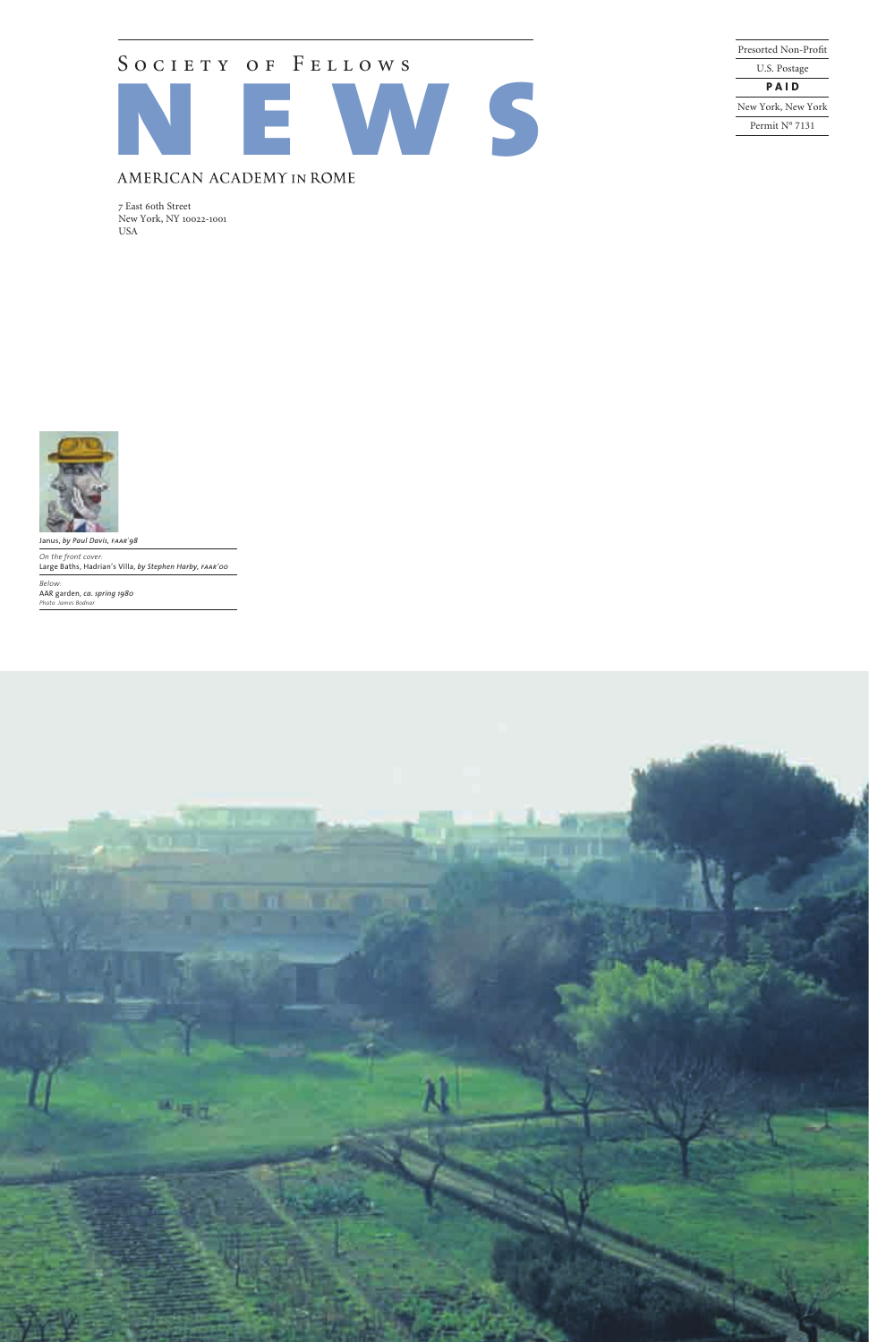# Society of Fellows

# NEWS

AMERICAN ACADEMY IN ROME

7 East 60th Street
New York, NY 10022-1001
USA

Presorted Non-Profit
U.S. Postage
**PAID**
New York, New York
Permit Nº 7131

Janus, *by Paul Davis, FAAR'98*

*On the front cover:*
Large Baths, Hadrian's Villa, *by Stephen Harby, FAAR'00*

*Below:*
AAR garden, *ca. spring 1980*
*Photo: James Bodnar*